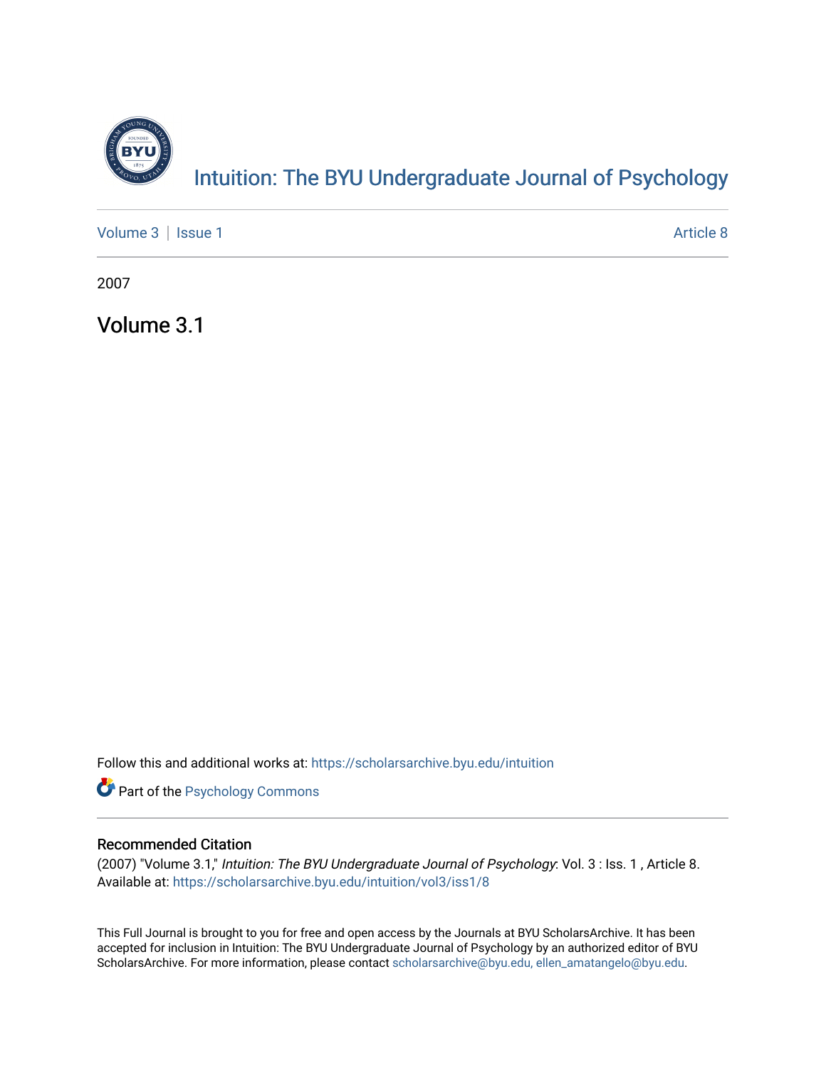# Intuition: The BYU Undergraduate Journal of Psychology

Volume 3 | Issue 1 | Article 8

2007

## Volume 3.1

Follow this and additional works at: https://scholarsarchive.byu.edu/intuition

Part of the Psychology Commons

### Recommended Citation

(2007) "Volume 3.1," *Intuition: The BYU Undergraduate Journal of Psychology*: Vol. 3 : Iss. 1 , Article 8.
Available at: https://scholarsarchive.byu.edu/intuition/vol3/iss1/8

This Full Journal is brought to you for free and open access by the Journals at BYU ScholarsArchive. It has been accepted for inclusion in Intuition: The BYU Undergraduate Journal of Psychology by an authorized editor of BYU ScholarsArchive. For more information, please contact scholarsarchive@byu.edu, ellen_amatangelo@byu.edu.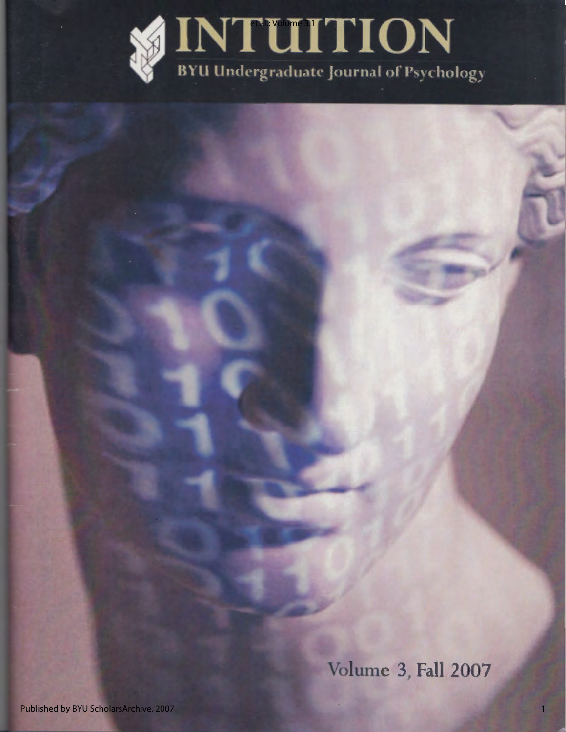# INTUITION

BYU Undergraduate Journal of Psychology

Volume 3, Fall 2007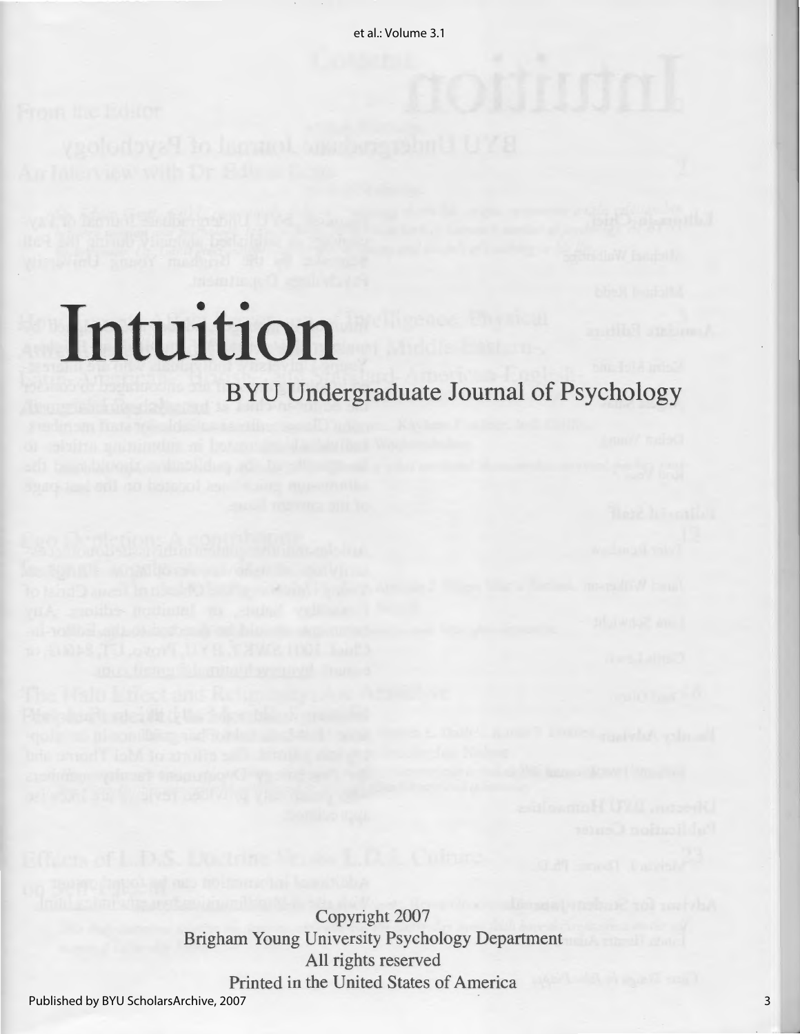# Intuition

## BYU Undergraduate Journal of Psychology

Copyright 2007
Brigham Young University Psychology Department
All rights reserved
Printed in the United States of America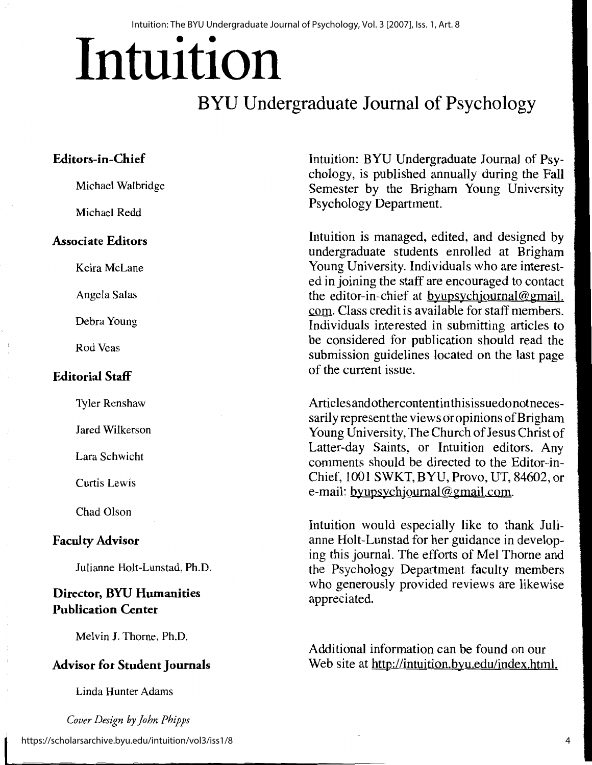# Intuition

## BYU Undergraduate Journal of Psychology

### Editors-in-Chief

Michael Walbridge

Michael Redd

### Associate Editors

Keira McLane

Angela Salas

Debra Young

Rod Veas

### Editorial Staff

Tyler Renshaw

Jared Wilkerson

Lara Schwicht

Curtis Lewis

Chad Olson

### Faculty Advisor

Julianne Holt-Lunstad, Ph.D.

### Director, BYU Humanities Publication Center

Melvin J. Thorne, Ph.D.

### Advisor for Student Journals

Linda Hunter Adams

*Cover Design by John Phipps*

Intuition: BYU Undergraduate Journal of Psychology, is published annually during the Fall Semester by the Brigham Young University Psychology Department.

Intuition is managed, edited, and designed by undergraduate students enrolled at Brigham Young University. Individuals who are interested in joining the staff are encouraged to contact the editor-in-chief at byupsychjournal@gmail.com. Class credit is available for staff members. Individuals interested in submitting articles to be considered for publication should read the submission guidelines located on the last page of the current issue.

Articles and other content in this issue do not necessarily represent the views or opinions of Brigham Young University, The Church of Jesus Christ of Latter-day Saints, or Intuition editors. Any comments should be directed to the Editor-in-Chief, 1001 SWKT, BYU, Provo, UT, 84602, or e-mail: byupsychjournal@gmail.com.

Intuition would especially like to thank Julianne Holt-Lunstad for her guidance in developing this journal. The efforts of Mel Thorne and the Psychology Department faculty members who generously provided reviews are likewise appreciated.

Additional information can be found on our Web site at http://intuition.byu.edu/index.html.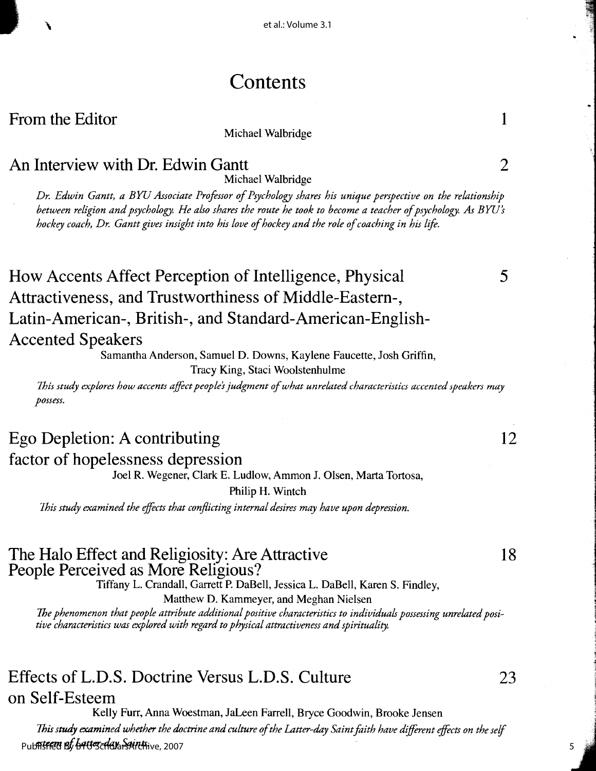# Contents

**From the Editor** — 1

Michael Walbridge

**An Interview with Dr. Edwin Gantt** — 2

Michael Walbridge

*Dr. Edwin Gantt, a BYU Associate Professor of Psychology shares his unique perspective on the relationship between religion and psychology. He also shares the route he took to become a teacher of psychology. As BYU's hockey coach, Dr. Gantt gives insight into his love of hockey and the role of coaching in his life.*

**How Accents Affect Perception of Intelligence, Physical Attractiveness, and Trustworthiness of Middle-Eastern-, Latin-American-, British-, and Standard-American-English-Accented Speakers** — 5

Samantha Anderson, Samuel D. Downs, Kaylene Faucette, Josh Griffin, Tracy King, Staci Woolstenhulme

*This study explores how accents affect people's judgment of what unrelated characteristics accented speakers may possess.*

**Ego Depletion: A contributing factor of hopelessness depression** — 12

Joel R. Wegener, Clark E. Ludlow, Ammon J. Olsen, Marta Tortosa, Philip H. Wintch

*This study examined the effects that conflicting internal desires may have upon depression.*

**The Halo Effect and Religiosity: Are Attractive People Perceived as More Religious?** — 18

Tiffany L. Crandall, Garrett P. DaBell, Jessica L. DaBell, Karen S. Findley, Matthew D. Kammeyer, and Meghan Nielsen

*The phenomenon that people attribute additional positive characteristics to individuals possessing unrelated positive characteristics was explored with regard to physical attractiveness and spirituality.*

**Effects of L.D.S. Doctrine Versus L.D.S. Culture on Self-Esteem** — 23

Kelly Furr, Anna Woestman, JaLeen Farrell, Bryce Goodwin, Brooke Jensen

*This study examined whether the doctrine and culture of the Latter-day Saint faith have different effects on the self esteem of Latter-day Saints.*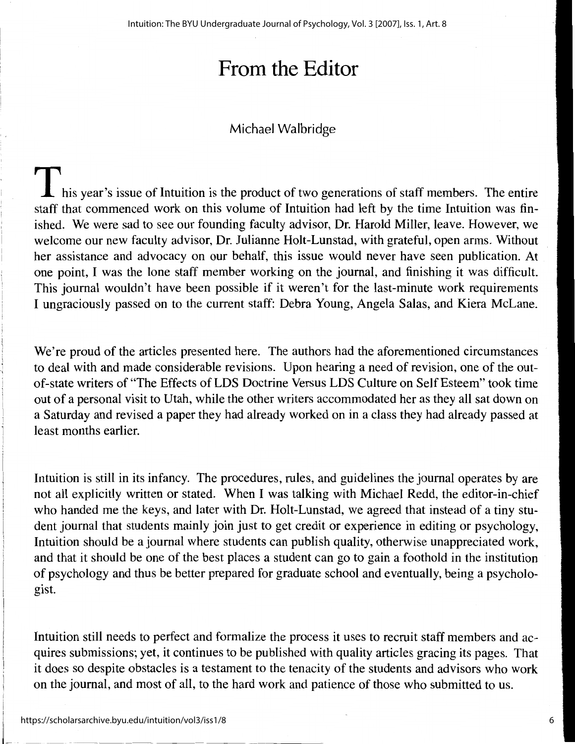# From the Editor

Michael Walbridge

This year's issue of Intuition is the product of two generations of staff members. The entire staff that commenced work on this volume of Intuition had left by the time Intuition was finished. We were sad to see our founding faculty advisor, Dr. Harold Miller, leave. However, we welcome our new faculty advisor, Dr. Julianne Holt-Lunstad, with grateful, open arms. Without her assistance and advocacy on our behalf, this issue would never have seen publication. At one point, I was the lone staff member working on the journal, and finishing it was difficult. This journal wouldn't have been possible if it weren't for the last-minute work requirements I ungraciously passed on to the current staff: Debra Young, Angela Salas, and Kiera McLane.

We're proud of the articles presented here. The authors had the aforementioned circumstances to deal with and made considerable revisions. Upon hearing a need of revision, one of the out-of-state writers of "The Effects of LDS Doctrine Versus LDS Culture on Self Esteem" took time out of a personal visit to Utah, while the other writers accommodated her as they all sat down on a Saturday and revised a paper they had already worked on in a class they had already passed at least months earlier.

Intuition is still in its infancy. The procedures, rules, and guidelines the journal operates by are not all explicitly written or stated. When I was talking with Michael Redd, the editor-in-chief who handed me the keys, and later with Dr. Holt-Lunstad, we agreed that instead of a tiny student journal that students mainly join just to get credit or experience in editing or psychology, Intuition should be a journal where students can publish quality, otherwise unappreciated work, and that it should be one of the best places a student can go to gain a foothold in the institution of psychology and thus be better prepared for graduate school and eventually, being a psychologist.

Intuition still needs to perfect and formalize the process it uses to recruit staff members and acquires submissions; yet, it continues to be published with quality articles gracing its pages. That it does so despite obstacles is a testament to the tenacity of the students and advisors who work on the journal, and most of all, to the hard work and patience of those who submitted to us.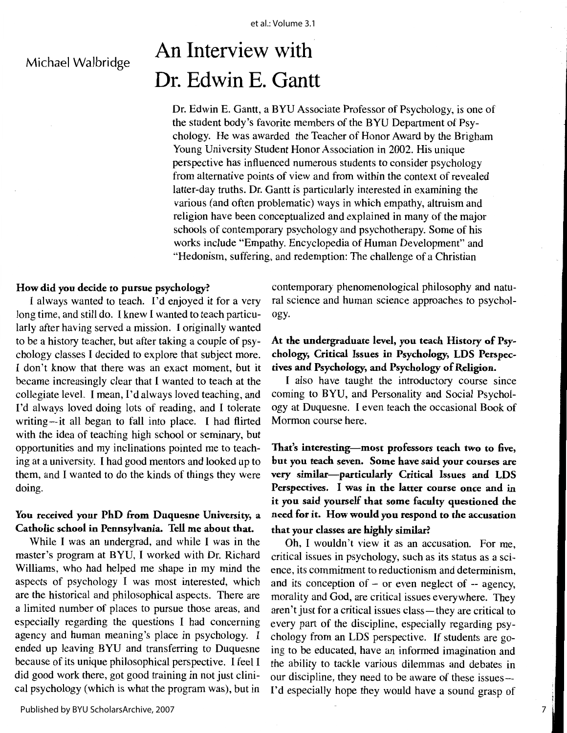Michael Walbridge

# An Interview with Dr. Edwin E. Gantt

Dr. Edwin E. Gantt, a BYU Associate Professor of Psychology, is one of the student body's favorite members of the BYU Department of Psychology. He was awarded the Teacher of Honor Award by the Brigham Young University Student Honor Association in 2002. His unique perspective has influenced numerous students to consider psychology from alternative points of view and from within the context of revealed latter-day truths. Dr. Gantt is particularly interested in examining the various (and often problematic) ways in which empathy, altruism and religion have been conceptualized and explained in many of the major schools of contemporary psychology and psychotherapy. Some of his works include "Empathy. Encyclopedia of Human Development" and "Hedonism, suffering, and redemption: The challenge of a Christian

**How did you decide to pursue psychology?**

I always wanted to teach. I'd enjoyed it for a very long time, and still do. I knew I wanted to teach particularly after having served a mission. I originally wanted to be a history teacher, but after taking a couple of psychology classes I decided to explore that subject more. I don't know that there was an exact moment, but it became increasingly clear that I wanted to teach at the collegiate level. I mean, I'd always loved teaching, and I'd always loved doing lots of reading, and I tolerate writing—it all began to fall into place. I had flirted with the idea of teaching high school or seminary, but opportunities and my inclinations pointed me to teaching at a university. I had good mentors and looked up to them, and I wanted to do the kinds of things they were doing.

**You received your PhD from Duquesne University, a Catholic school in Pennsylvania. Tell me about that.**

While I was an undergrad, and while I was in the master's program at BYU, I worked with Dr. Richard Williams, who had helped me shape in my mind the aspects of psychology I was most interested, which are the historical and philosophical aspects. There are a limited number of places to pursue those areas, and especially regarding the questions I had concerning agency and human meaning's place in psychology. I ended up leaving BYU and transferring to Duquesne because of its unique philosophical perspective. I feel I did good work there, got good training in not just clinical psychology (which is what the program was), but in contemporary phenomenological philosophy and natural science and human science approaches to psychology.

**At the undergraduate level, you teach History of Psychology, Critical Issues in Psychology, LDS Perspectives and Psychology, and Psychology of Religion.**

I also have taught the introductory course since coming to BYU, and Personality and Social Psychology at Duquesne. I even teach the occasional Book of Mormon course here.

**That's interesting—most professors teach two to five, but you teach seven. Some have said your courses are very similar—particularly Critical Issues and LDS Perspectives. I was in the latter course once and in it you said yourself that some faculty questioned the need for it. How would you respond to the accusation that your classes are highly similar?**

Oh, I wouldn't view it as an accusation. For me, critical issues in psychology, such as its status as a science, its commitment to reductionism and determinism, and its conception of – or even neglect of -- agency, morality and God, are critical issues everywhere. They aren't just for a critical issues class—they are critical to every part of the discipline, especially regarding psychology from an LDS perspective. If students are going to be educated, have an informed imagination and the ability to tackle various dilemmas and debates in our discipline, they need to be aware of these issues—I'd especially hope they would have a sound grasp of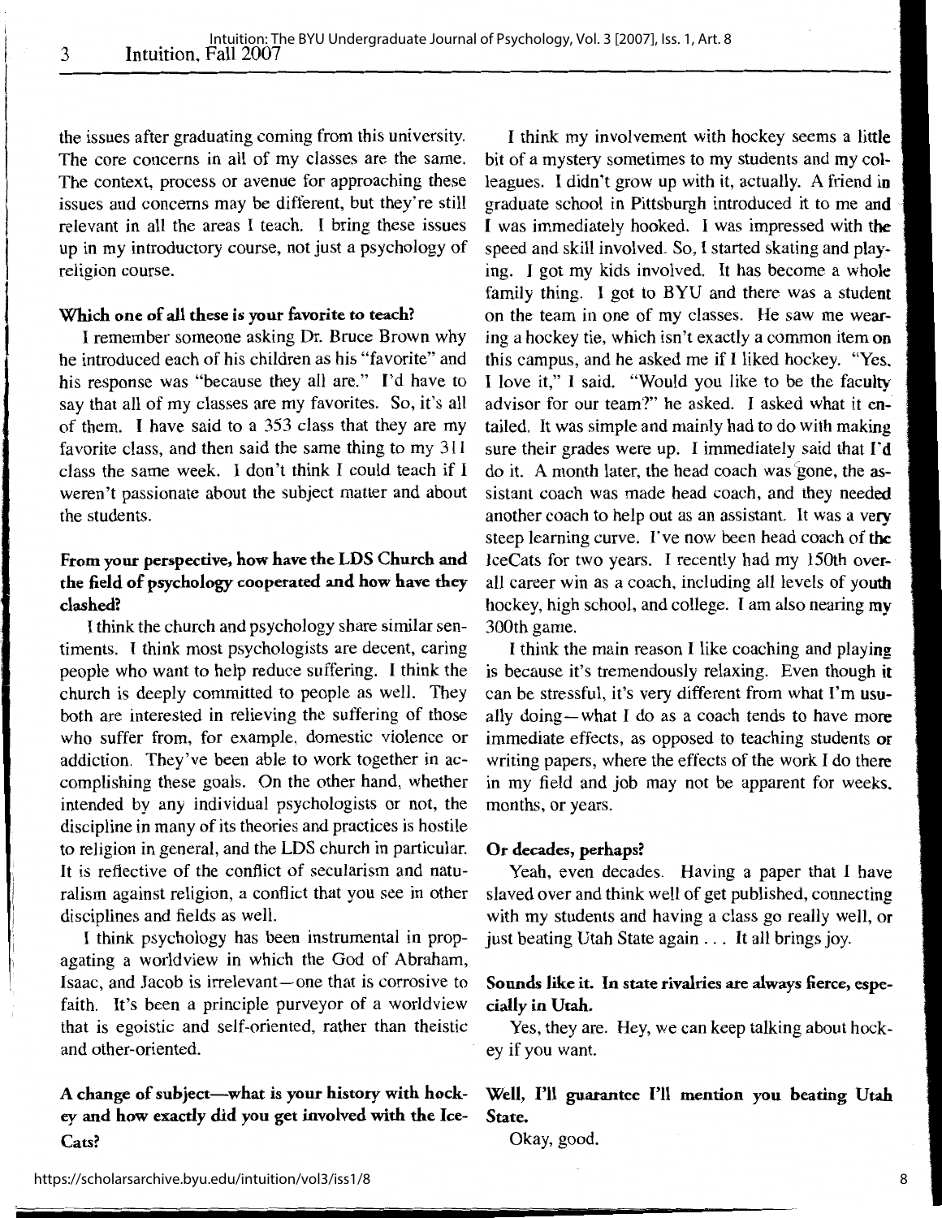the issues after graduating coming from this university. The core concerns in all of my classes are the same. The context, process or avenue for approaching these issues and concerns may be different, but they're still relevant in all the areas I teach. I bring these issues up in my introductory course, not just a psychology of religion course.

**Which one of all these is your favorite to teach?**

I remember someone asking Dr. Bruce Brown why he introduced each of his children as his "favorite" and his response was "because they all are." I'd have to say that all of my classes are my favorites. So, it's all of them. I have said to a 353 class that they are my favorite class, and then said the same thing to my 311 class the same week. I don't think I could teach if I weren't passionate about the subject matter and about the students.

**From your perspective, how have the LDS Church and the field of psychology cooperated and how have they clashed?**

I think the church and psychology share similar sentiments. I think most psychologists are decent, caring people who want to help reduce suffering. I think the church is deeply committed to people as well. They both are interested in relieving the suffering of those who suffer from, for example, domestic violence or addiction. They've been able to work together in accomplishing these goals. On the other hand, whether intended by any individual psychologists or not, the discipline in many of its theories and practices is hostile to religion in general, and the LDS church in particular. It is reflective of the conflict of secularism and naturalism against religion, a conflict that you see in other disciplines and fields as well.

I think psychology has been instrumental in propagating a worldview in which the God of Abraham, Isaac, and Jacob is irrelevant—one that is corrosive to faith. It's been a principle purveyor of a worldview that is egoistic and self-oriented, rather than theistic and other-oriented.

**A change of subject—what is your history with hockey and how exactly did you get involved with the IceCats?**

I think my involvement with hockey seems a little bit of a mystery sometimes to my students and my colleagues. I didn't grow up with it, actually. A friend in graduate school in Pittsburgh introduced it to me and I was immediately hooked. I was impressed with the speed and skill involved. So, I started skating and playing. I got my kids involved. It has become a whole family thing. I got to BYU and there was a student on the team in one of my classes. He saw me wearing a hockey tie, which isn't exactly a common item on this campus, and he asked me if I liked hockey. "Yes, I love it," I said. "Would you like to be the faculty advisor for our team?" he asked. I asked what it entailed. It was simple and mainly had to do with making sure their grades were up. I immediately said that I'd do it. A month later, the head coach was gone, the assistant coach was made head coach, and they needed another coach to help out as an assistant. It was a very steep learning curve. I've now been head coach of the IceCats for two years. I recently had my 150th overall career win as a coach, including all levels of youth hockey, high school, and college. I am also nearing my 300th game.

I think the main reason I like coaching and playing is because it's tremendously relaxing. Even though it can be stressful, it's very different from what I'm usually doing—what I do as a coach tends to have more immediate effects, as opposed to teaching students or writing papers, where the effects of the work I do there in my field and job may not be apparent for weeks, months, or years.

**Or decades, perhaps?**

Yeah, even decades. Having a paper that I have slaved over and think well of get published, connecting with my students and having a class go really well, or just beating Utah State again . . . It all brings joy.

**Sounds like it. In state rivalries are always fierce, especially in Utah.**

Yes, they are. Hey, we can keep talking about hockey if you want.

**Well, I'll guarantee I'll mention you beating Utah State.**

Okay, good.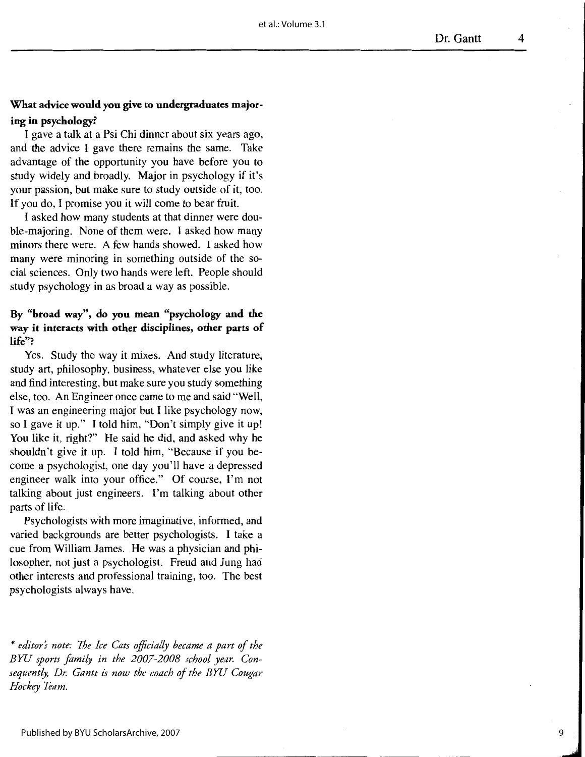**What advice would you give to undergraduates majoring in psychology?**

I gave a talk at a Psi Chi dinner about six years ago, and the advice I gave there remains the same. Take advantage of the opportunity you have before you to study widely and broadly. Major in psychology if it's your passion, but make sure to study outside of it, too. If you do, I promise you it will come to bear fruit.

I asked how many students at that dinner were double-majoring. None of them were. I asked how many minors there were. A few hands showed. I asked how many were minoring in something outside of the social sciences. Only two hands were left. People should study psychology in as broad a way as possible.

**By "broad way", do you mean "psychology and the way it interacts with other disciplines, other parts of life"?**

Yes. Study the way it mixes. And study literature, study art, philosophy, business, whatever else you like and find interesting, but make sure you study something else, too. An Engineer once came to me and said "Well, I was an engineering major but I like psychology now, so I gave it up." I told him, "Don't simply give it up! You like it, right?" He said he did, and asked why he shouldn't give it up. I told him, "Because if you become a psychologist, one day you'll have a depressed engineer walk into your office." Of course, I'm not talking about just engineers. I'm talking about other parts of life.

Psychologists with more imaginative, informed, and varied backgrounds are better psychologists. I take a cue from William James. He was a physician and philosopher, not just a psychologist. Freud and Jung had other interests and professional training, too. The best psychologists always have.

\* *editor's note: The Ice Cats officially became a part of the BYU sports family in the 2007-2008 school year. Consequently, Dr. Gantt is now the coach of the BYU Cougar Hockey Team.*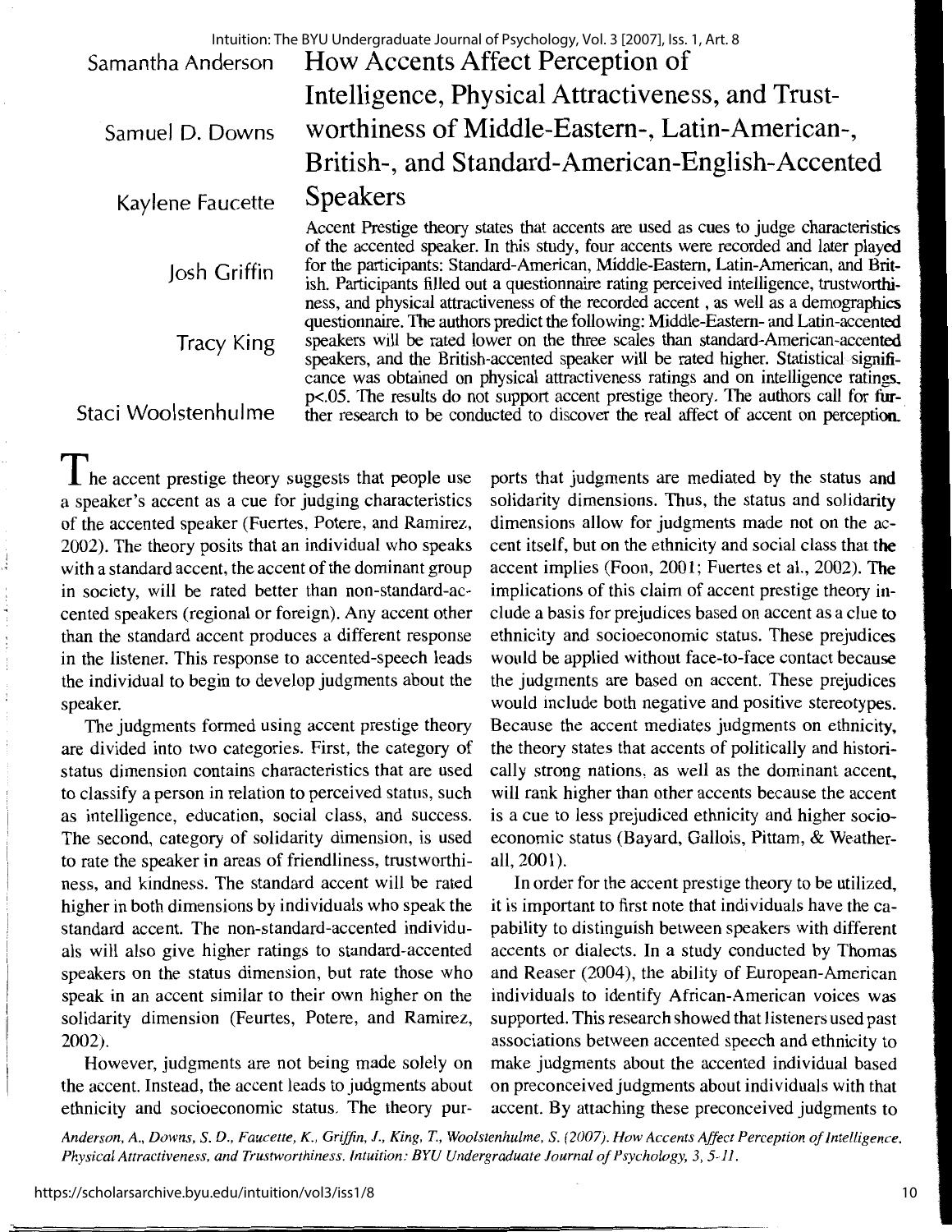# How Accents Affect Perception of Intelligence, Physical Attractiveness, and Trustworthiness of Middle-Eastern-, Latin-American-, British-, and Standard-American-English-Accented Speakers

Samantha Anderson

Samuel D. Downs

Kaylene Faucette

Josh Griffin

Tracy King

Staci Woolstenhulme

Accent Prestige theory states that accents are used as cues to judge characteristics of the accented speaker. In this study, four accents were recorded and later played for the participants: Standard-American, Middle-Eastern, Latin-American, and British. Participants filled out a questionnaire rating perceived intelligence, trustworthiness, and physical attractiveness of the recorded accent , as well as a demographics questionnaire. The authors predict the following: Middle-Eastern- and Latin-accented speakers will be rated lower on the three scales than standard-American-accented speakers, and the British-accented speaker will be rated higher. Statistical significance was obtained on physical attractiveness ratings and on intelligence ratings, $p<.05$. The results do not support accent prestige theory. The authors call for further research to be conducted to discover the real affect of accent on perception.

The accent prestige theory suggests that people use a speaker's accent as a cue for judging characteristics of the accented speaker (Fuertes, Potere, and Ramirez, 2002). The theory posits that an individual who speaks with a standard accent, the accent of the dominant group in society, will be rated better than non-standard-accented speakers (regional or foreign). Any accent other than the standard accent produces a different response in the listener. This response to accented-speech leads the individual to begin to develop judgments about the speaker.

The judgments formed using accent prestige theory are divided into two categories. First, the category of status dimension contains characteristics that are used to classify a person in relation to perceived status, such as intelligence, education, social class, and success. The second, category of solidarity dimension, is used to rate the speaker in areas of friendliness, trustworthiness, and kindness. The standard accent will be rated higher in both dimensions by individuals who speak the standard accent. The non-standard-accented individuals will also give higher ratings to standard-accented speakers on the status dimension, but rate those who speak in an accent similar to their own higher on the solidarity dimension (Feurtes, Potere, and Ramirez, 2002).

However, judgments are not being made solely on the accent. Instead, the accent leads to judgments about ethnicity and socioeconomic status. The theory purports that judgments are mediated by the status and solidarity dimensions. Thus, the status and solidarity dimensions allow for judgments made not on the accent itself, but on the ethnicity and social class that the accent implies (Foon, 2001; Fuertes et al., 2002). The implications of this claim of accent prestige theory include a basis for prejudices based on accent as a clue to ethnicity and socioeconomic status. These prejudices would be applied without face-to-face contact because the judgments are based on accent. These prejudices would include both negative and positive stereotypes. Because the accent mediates judgments on ethnicity, the theory states that accents of politically and historically strong nations, as well as the dominant accent, will rank higher than other accents because the accent is a cue to less prejudiced ethnicity and higher socioeconomic status (Bayard, Gallois, Pittam, & Weatherall, 2001).

In order for the accent prestige theory to be utilized, it is important to first note that individuals have the capability to distinguish between speakers with different accents or dialects. In a study conducted by Thomas and Reaser (2004), the ability of European-American individuals to identify African-American voices was supported. This research showed that listeners used past associations between accented speech and ethnicity to make judgments about the accented individual based on preconceived judgments about individuals with that accent. By attaching these preconceived judgments to

*Anderson, A., Downs, S. D., Faucette, K., Griffin, J., King, T., Woolstenhulme, S. (2007). How Accents Affect Perception of Intelligence, Physical Attractiveness, and Trustworthiness. Intuition: BYU Undergraduate Journal of Psychology, 3, 5-11.*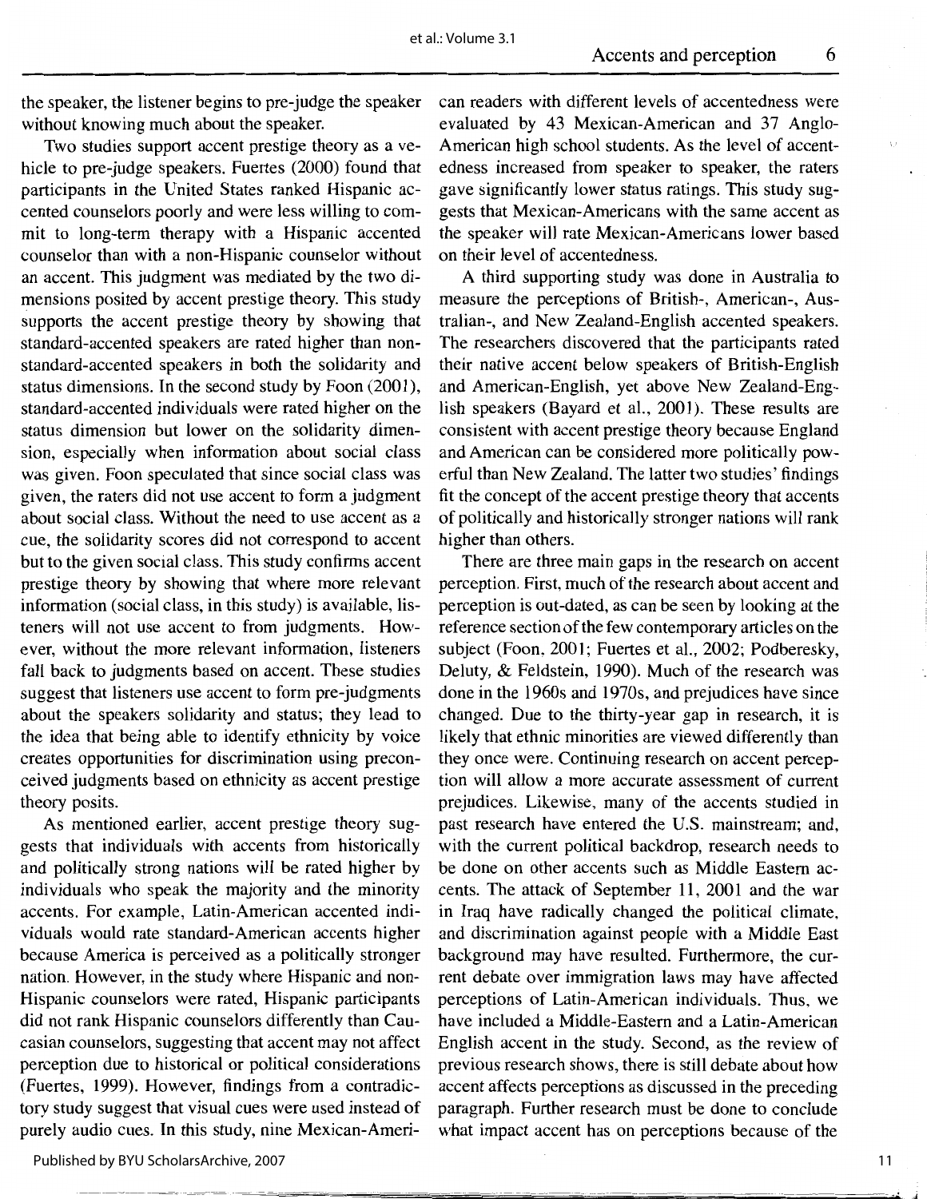the speaker, the listener begins to pre-judge the speaker without knowing much about the speaker.

Two studies support accent prestige theory as a vehicle to pre-judge speakers. Fuertes (2000) found that participants in the United States ranked Hispanic accented counselors poorly and were less willing to commit to long-term therapy with a Hispanic accented counselor than with a non-Hispanic counselor without an accent. This judgment was mediated by the two dimensions posited by accent prestige theory. This study supports the accent prestige theory by showing that standard-accented speakers are rated higher than non-standard-accented speakers in both the solidarity and status dimensions. In the second study by Foon (2001), standard-accented individuals were rated higher on the status dimension but lower on the solidarity dimension, especially when information about social class was given. Foon speculated that since social class was given, the raters did not use accent to form a judgment about social class. Without the need to use accent as a cue, the solidarity scores did not correspond to accent but to the given social class. This study confirms accent prestige theory by showing that where more relevant information (social class, in this study) is available, listeners will not use accent to from judgments. However, without the more relevant information, listeners fall back to judgments based on accent. These studies suggest that listeners use accent to form pre-judgments about the speakers solidarity and status; they lead to the idea that being able to identify ethnicity by voice creates opportunities for discrimination using preconceived judgments based on ethnicity as accent prestige theory posits.

As mentioned earlier, accent prestige theory suggests that individuals with accents from historically and politically strong nations will be rated higher by individuals who speak the majority and the minority accents. For example, Latin-American accented individuals would rate standard-American accents higher because America is perceived as a politically stronger nation. However, in the study where Hispanic and non-Hispanic counselors were rated, Hispanic participants did not rank Hispanic counselors differently than Caucasian counselors, suggesting that accent may not affect perception due to historical or political considerations (Fuertes, 1999). However, findings from a contradictory study suggest that visual cues were used instead of purely audio cues. In this study, nine Mexican-American readers with different levels of accentedness were evaluated by 43 Mexican-American and 37 Anglo-American high school students. As the level of accentedness increased from speaker to speaker, the raters gave significantly lower status ratings. This study suggests that Mexican-Americans with the same accent as the speaker will rate Mexican-Americans lower based on their level of accentedness.

A third supporting study was done in Australia to measure the perceptions of British-, American-, Australian-, and New Zealand-English accented speakers. The researchers discovered that the participants rated their native accent below speakers of British-English and American-English, yet above New Zealand-English speakers (Bayard et al., 2001). These results are consistent with accent prestige theory because England and American can be considered more politically powerful than New Zealand. The latter two studies' findings fit the concept of the accent prestige theory that accents of politically and historically stronger nations will rank higher than others.

There are three main gaps in the research on accent perception. First, much of the research about accent and perception is out-dated, as can be seen by looking at the reference section of the few contemporary articles on the subject (Foon, 2001; Fuertes et al., 2002; Podberesky, Deluty, & Feldstein, 1990). Much of the research was done in the 1960s and 1970s, and prejudices have since changed. Due to the thirty-year gap in research, it is likely that ethnic minorities are viewed differently than they once were. Continuing research on accent perception will allow a more accurate assessment of current prejudices. Likewise, many of the accents studied in past research have entered the U.S. mainstream; and, with the current political backdrop, research needs to be done on other accents such as Middle Eastern accents. The attack of September 11, 2001 and the war in Iraq have radically changed the political climate, and discrimination against people with a Middle East background may have resulted. Furthermore, the current debate over immigration laws may have affected perceptions of Latin-American individuals. Thus, we have included a Middle-Eastern and a Latin-American English accent in the study. Second, as the review of previous research shows, there is still debate about how accent affects perceptions as discussed in the preceding paragraph. Further research must be done to conclude what impact accent has on perceptions because of the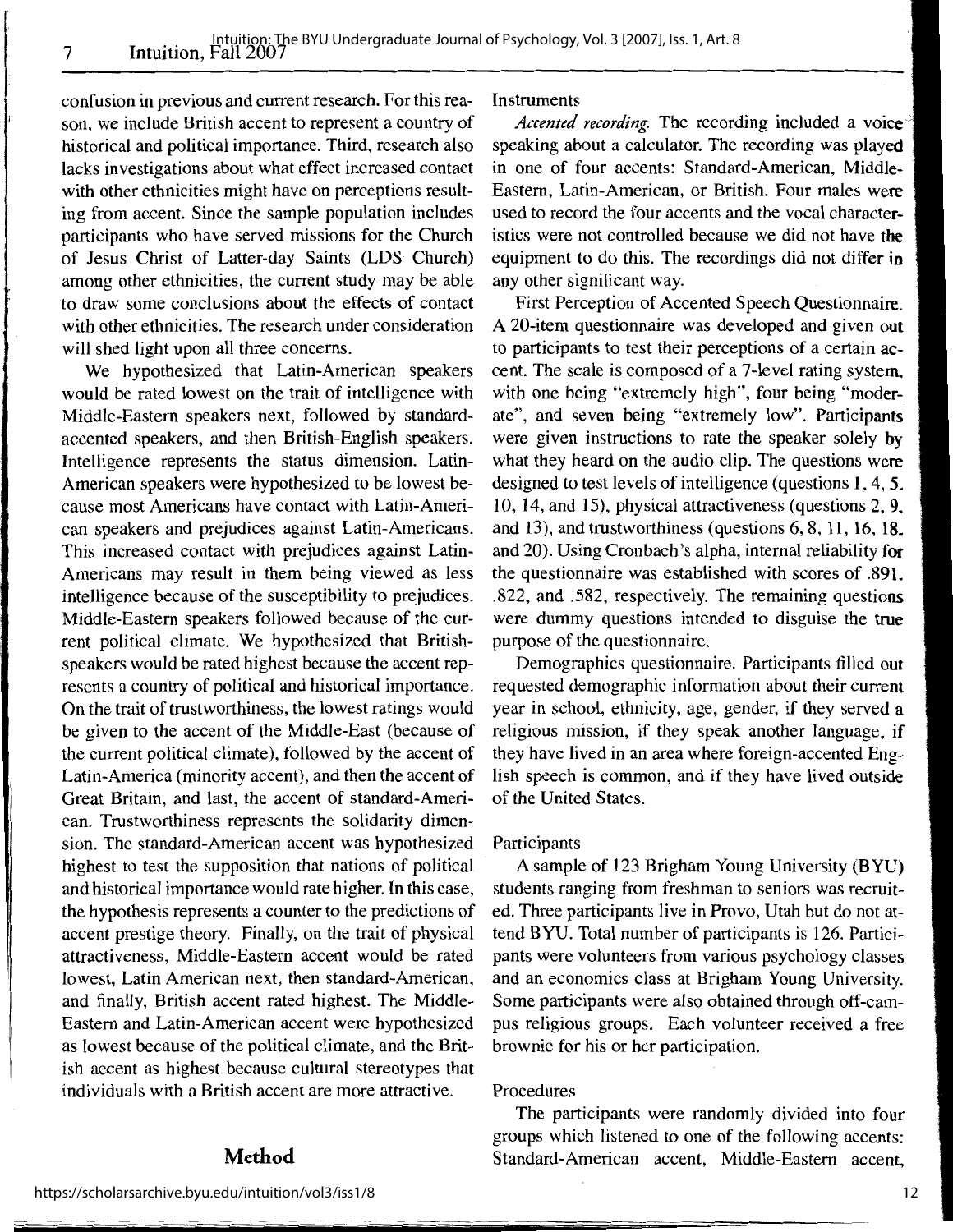confusion in previous and current research. For this reason, we include British accent to represent a country of historical and political importance. Third, research also lacks investigations about what effect increased contact with other ethnicities might have on perceptions resulting from accent. Since the sample population includes participants who have served missions for the Church of Jesus Christ of Latter-day Saints (LDS Church) among other ethnicities, the current study may be able to draw some conclusions about the effects of contact with other ethnicities. The research under consideration will shed light upon all three concerns.

We hypothesized that Latin-American speakers would be rated lowest on the trait of intelligence with Middle-Eastern speakers next, followed by standard-accented speakers, and then British-English speakers. Intelligence represents the status dimension. Latin-American speakers were hypothesized to be lowest because most Americans have contact with Latin-American speakers and prejudices against Latin-Americans. This increased contact with prejudices against Latin-Americans may result in them being viewed as less intelligence because of the susceptibility to prejudices. Middle-Eastern speakers followed because of the current political climate. We hypothesized that British-speakers would be rated highest because the accent represents a country of political and historical importance. On the trait of trustworthiness, the lowest ratings would be given to the accent of the Middle-East (because of the current political climate), followed by the accent of Latin-America (minority accent), and then the accent of Great Britain, and last, the accent of standard-American. Trustworthiness represents the solidarity dimension. The standard-American accent was hypothesized highest to test the supposition that nations of political and historical importance would rate higher. In this case, the hypothesis represents a counter to the predictions of accent prestige theory. Finally, on the trait of physical attractiveness, Middle-Eastern accent would be rated lowest, Latin American next, then standard-American, and finally, British accent rated highest. The Middle-Eastern and Latin-American accent were hypothesized as lowest because of the political climate, and the British accent as highest because cultural stereotypes that individuals with a British accent are more attractive.

## Method

### Instruments

*Accented recording.* The recording included a voice speaking about a calculator. The recording was played in one of four accents: Standard-American, Middle-Eastern, Latin-American, or British. Four males were used to record the four accents and the vocal characteristics were not controlled because we did not have the equipment to do this. The recordings did not differ in any other significant way.

First Perception of Accented Speech Questionnaire. A 20-item questionnaire was developed and given out to participants to test their perceptions of a certain accent. The scale is composed of a 7-level rating system, with one being "extremely high", four being "moderate", and seven being "extremely low". Participants were given instructions to rate the speaker solely by what they heard on the audio clip. The questions were designed to test levels of intelligence (questions 1, 4, 5, 10, 14, and 15), physical attractiveness (questions 2, 9, and 13), and trustworthiness (questions 6, 8, 11, 16, 18, and 20). Using Cronbach's alpha, internal reliability for the questionnaire was established with scores of .891, .822, and .582, respectively. The remaining questions were dummy questions intended to disguise the true purpose of the questionnaire.

Demographics questionnaire. Participants filled out requested demographic information about their current year in school, ethnicity, age, gender, if they served a religious mission, if they speak another language, if they have lived in an area where foreign-accented English speech is common, and if they have lived outside of the United States.

### Participants

A sample of 123 Brigham Young University (BYU) students ranging from freshman to seniors was recruited. Three participants live in Provo, Utah but do not attend BYU. Total number of participants is 126. Participants were volunteers from various psychology classes and an economics class at Brigham Young University. Some participants were also obtained through off-campus religious groups. Each volunteer received a free brownie for his or her participation.

### Procedures

The participants were randomly divided into four groups which listened to one of the following accents: Standard-American accent, Middle-Eastern accent,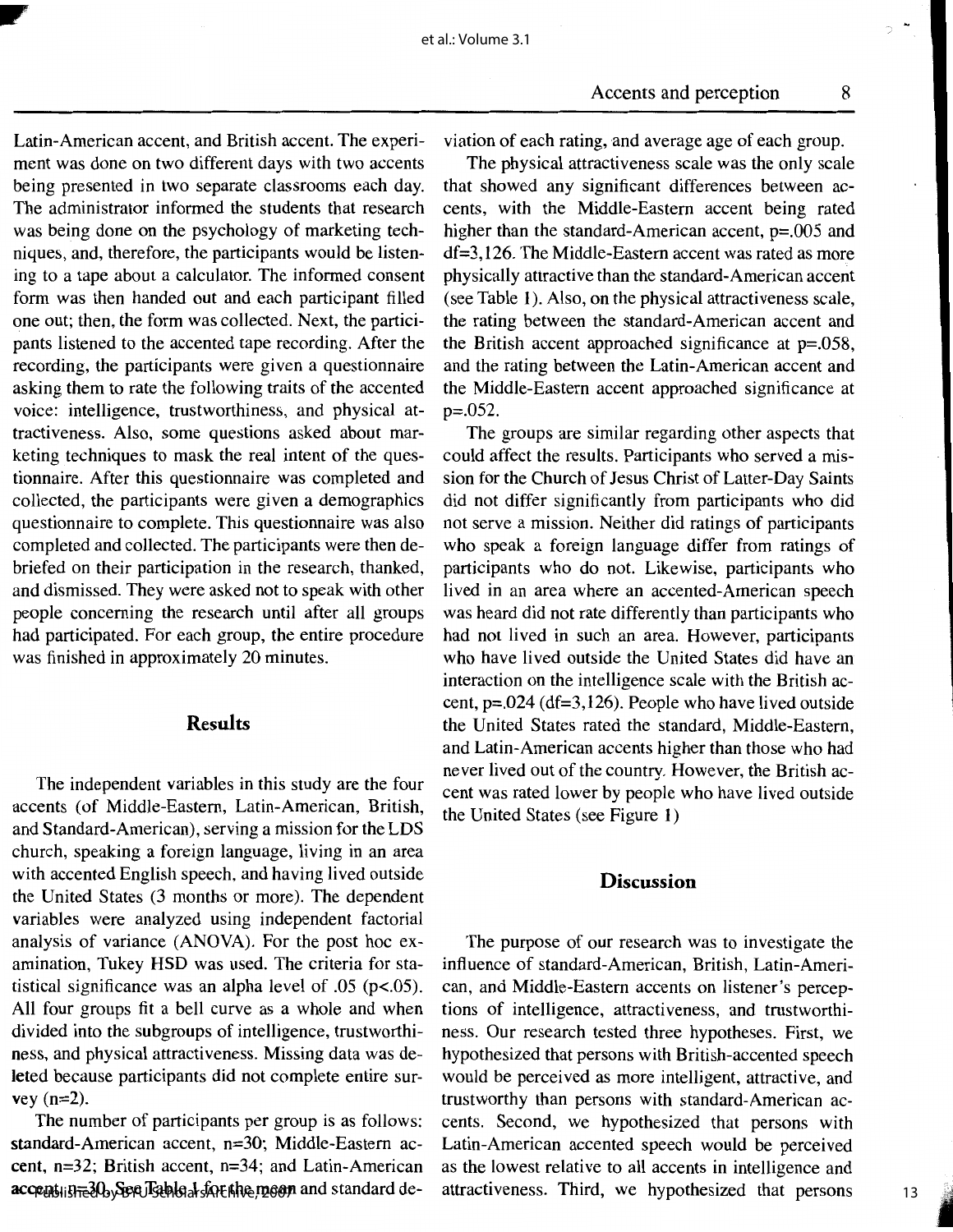Latin-American accent, and British accent. The experiment was done on two different days with two accents being presented in two separate classrooms each day. The administrator informed the students that research was being done on the psychology of marketing techniques, and, therefore, the participants would be listening to a tape about a calculator. The informed consent form was then handed out and each participant filled one out; then, the form was collected. Next, the participants listened to the accented tape recording. After the recording, the participants were given a questionnaire asking them to rate the following traits of the accented voice: intelligence, trustworthiness, and physical attractiveness. Also, some questions asked about marketing techniques to mask the real intent of the questionnaire. After this questionnaire was completed and collected, the participants were given a demographics questionnaire to complete. This questionnaire was also completed and collected. The participants were then debriefed on their participation in the research, thanked, and dismissed. They were asked not to speak with other people concerning the research until after all groups had participated. For each group, the entire procedure was finished in approximately 20 minutes.

## Results

The independent variables in this study are the four accents (of Middle-Eastern, Latin-American, British, and Standard-American), serving a mission for the LDS church, speaking a foreign language, living in an area with accented English speech, and having lived outside the United States (3 months or more). The dependent variables were analyzed using independent factorial analysis of variance (ANOVA). For the post hoc examination, Tukey HSD was used. The criteria for statistical significance was an alpha level of .05 ($p<.05$). All four groups fit a bell curve as a whole and when divided into the subgroups of intelligence, trustworthiness, and physical attractiveness. Missing data was deleted because participants did not complete entire survey ($n=2$).

The number of participants per group is as follows: standard-American accent, $n=30$; Middle-Eastern accent, $n=32$; British accent, $n=34$; and Latin-American accent, $n=30$. See Table 1 for the mean and standard deviation of each rating, and average age of each group.

The physical attractiveness scale was the only scale that showed any significant differences between accents, with the Middle-Eastern accent being rated higher than the standard-American accent, $p=.005$ and $df=3,126$. The Middle-Eastern accent was rated as more physically attractive than the standard-American accent (see Table 1). Also, on the physical attractiveness scale, the rating between the standard-American accent and the British accent approached significance at $p=.058$, and the rating between the Latin-American accent and the Middle-Eastern accent approached significance at $p=.052$.

The groups are similar regarding other aspects that could affect the results. Participants who served a mission for the Church of Jesus Christ of Latter-Day Saints did not differ significantly from participants who did not serve a mission. Neither did ratings of participants who speak a foreign language differ from ratings of participants who do not. Likewise, participants who lived in an area where an accented-American speech was heard did not rate differently than participants who had not lived in such an area. However, participants who have lived outside the United States did have an interaction on the intelligence scale with the British accent, $p=.024$ ($df=3,126$). People who have lived outside the United States rated the standard, Middle-Eastern, and Latin-American accents higher than those who had never lived out of the country. However, the British accent was rated lower by people who have lived outside the United States (see Figure 1)

## Discussion

The purpose of our research was to investigate the influence of standard-American, British, Latin-American, and Middle-Eastern accents on listener's perceptions of intelligence, attractiveness, and trustworthiness. Our research tested three hypotheses. First, we hypothesized that persons with British-accented speech would be perceived as more intelligent, attractive, and trustworthy than persons with standard-American accents. Second, we hypothesized that persons with Latin-American accented speech would be perceived as the lowest relative to all accents in intelligence and attractiveness. Third, we hypothesized that persons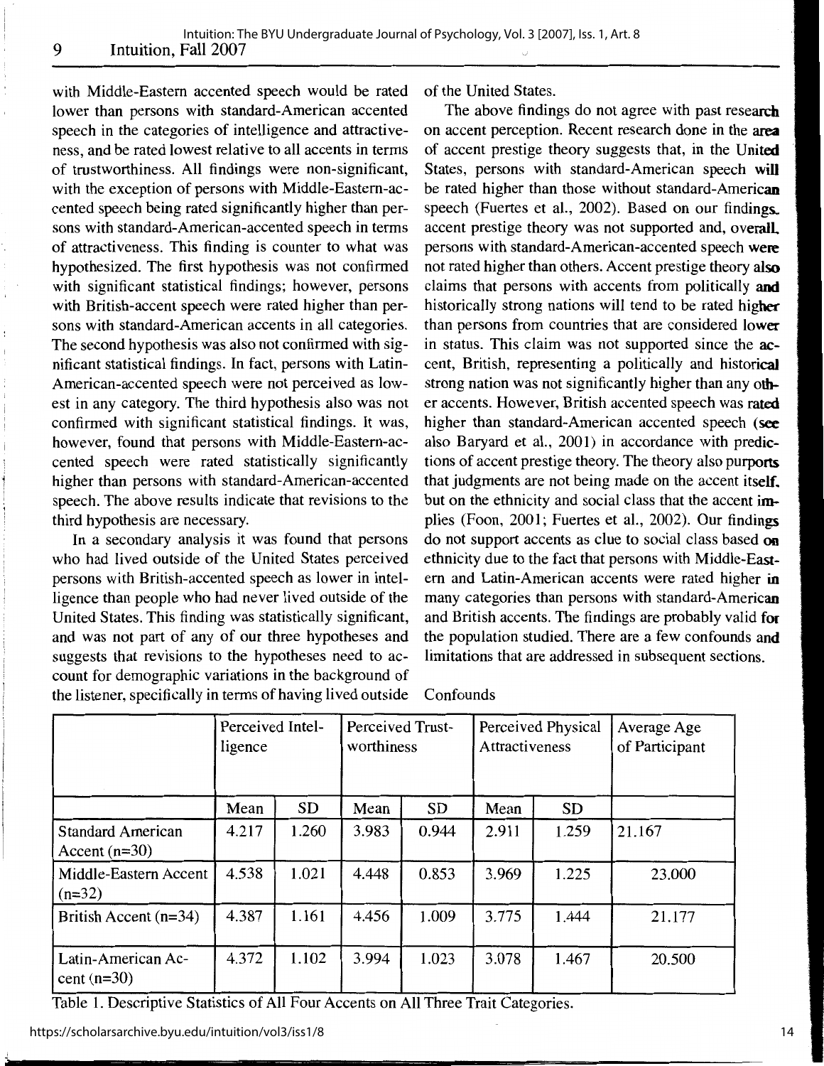with Middle-Eastern accented speech would be rated lower than persons with standard-American accented speech in the categories of intelligence and attractiveness, and be rated lowest relative to all accents in terms of trustworthiness. All findings were non-significant, with the exception of persons with Middle-Eastern-accented speech being rated significantly higher than persons with standard-American-accented speech in terms of attractiveness. This finding is counter to what was hypothesized. The first hypothesis was not confirmed with significant statistical findings; however, persons with British-accent speech were rated higher than persons with standard-American accents in all categories. The second hypothesis was also not confirmed with significant statistical findings. In fact, persons with Latin-American-accented speech were not perceived as lowest in any category. The third hypothesis also was not confirmed with significant statistical findings. It was, however, found that persons with Middle-Eastern-accented speech were rated statistically significantly higher than persons with standard-American-accented speech. The above results indicate that revisions to the third hypothesis are necessary.

In a secondary analysis it was found that persons who had lived outside of the United States perceived persons with British-accented speech as lower in intelligence than people who had never lived outside of the United States. This finding was statistically significant, and was not part of any of our three hypotheses and suggests that revisions to the hypotheses need to account for demographic variations in the background of the listener, specifically in terms of having lived outside of the United States.

The above findings do not agree with past research on accent perception. Recent research done in the area of accent prestige theory suggests that, in the United States, persons with standard-American speech will be rated higher than those without standard-American speech (Fuertes et al., 2002). Based on our findings, accent prestige theory was not supported and, overall, persons with standard-American-accented speech were not rated higher than others. Accent prestige theory also claims that persons with accents from politically and historically strong nations will tend to be rated higher than persons from countries that are considered lower in status. This claim was not supported since the accent, British, representing a politically and historical strong nation was not significantly higher than any other accents. However, British accented speech was rated higher than standard-American accented speech (see also Baryard et al., 2001) in accordance with predictions of accent prestige theory. The theory also purports that judgments are not being made on the accent itself, but on the ethnicity and social class that the accent implies (Foon, 2001; Fuertes et al., 2002). Our findings do not support accents as clue to social class based on ethnicity due to the fact that persons with Middle-Eastern and Latin-American accents were rated higher in many categories than persons with standard-American and British accents. The findings are probably valid for the population studied. There are a few confounds and limitations that are addressed in subsequent sections.

Confounds

| | Perceived Intelligence | | Perceived Trustworthiness | | Perceived Physical Attractiveness | | Average Age of Participant |
|---|---|---|---|---|---|---|---|
| | Mean | SD | Mean | SD | Mean | SD | |
| Standard American Accent (n=30) | 4.217 | 1.260 | 3.983 | 0.944 | 2.911 | 1.259 | 21.167 |
| Middle-Eastern Accent (n=32) | 4.538 | 1.021 | 4.448 | 0.853 | 3.969 | 1.225 | 23.000 |
| British Accent (n=34) | 4.387 | 1.161 | 4.456 | 1.009 | 3.775 | 1.444 | 21.177 |
| Latin-American Accent (n=30) | 4.372 | 1.102 | 3.994 | 1.023 | 3.078 | 1.467 | 20.500 |

Table 1. Descriptive Statistics of All Four Accents on All Three Trait Categories.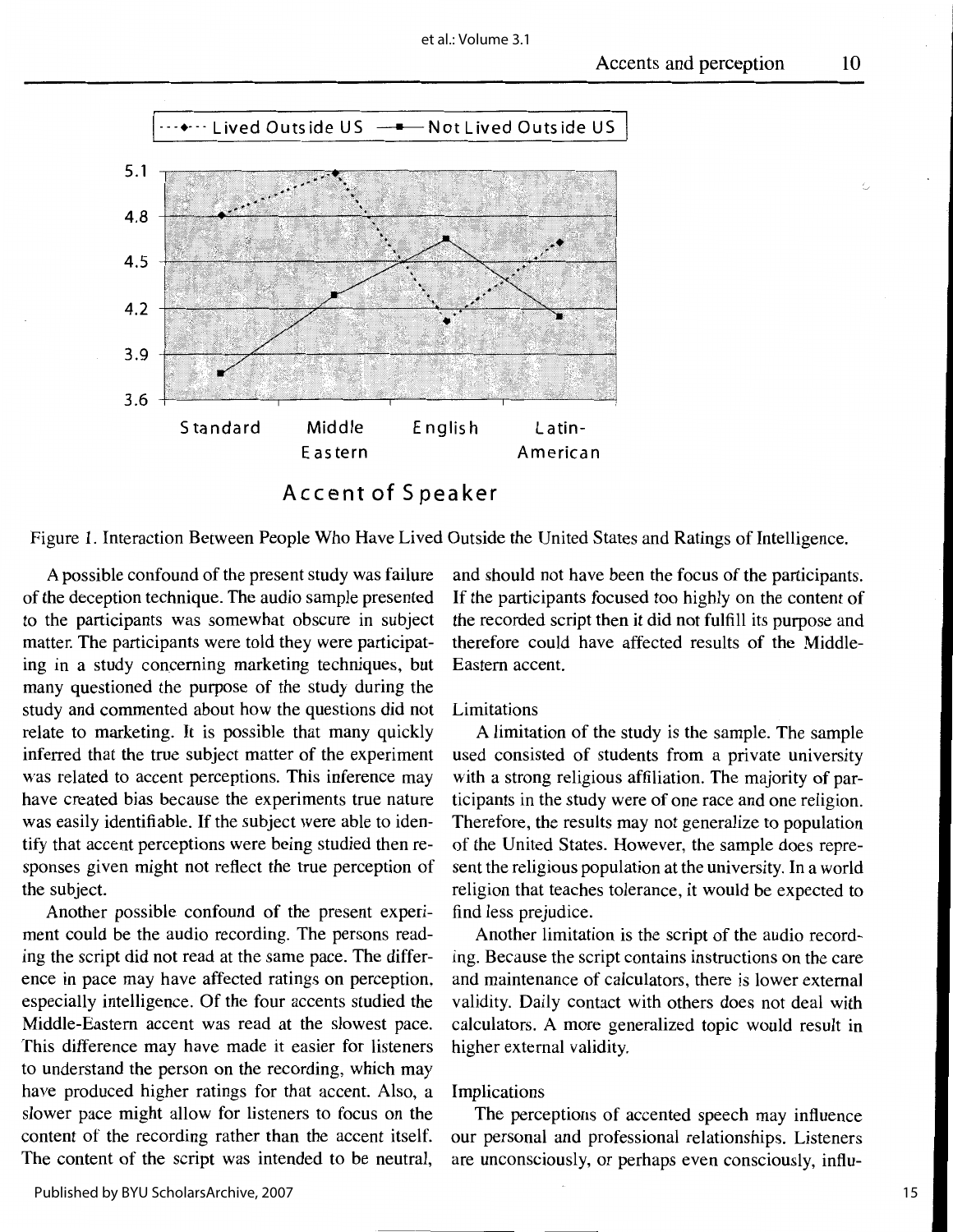Figure 1. Interaction Between People Who Have Lived Outside the United States and Ratings of Intelligence.

A possible confound of the present study was failure of the deception technique. The audio sample presented to the participants was somewhat obscure in subject matter. The participants were told they were participating in a study concerning marketing techniques, but many questioned the purpose of the study during the study and commented about how the questions did not relate to marketing. It is possible that many quickly inferred that the true subject matter of the experiment was related to accent perceptions. This inference may have created bias because the experiments true nature was easily identifiable. If the subject were able to identify that accent perceptions were being studied then responses given might not reflect the true perception of the subject.

Another possible confound of the present experiment could be the audio recording. The persons reading the script did not read at the same pace. The difference in pace may have affected ratings on perception, especially intelligence. Of the four accents studied the Middle-Eastern accent was read at the slowest pace. This difference may have made it easier for listeners to understand the person on the recording, which may have produced higher ratings for that accent. Also, a slower pace might allow for listeners to focus on the content of the recording rather than the accent itself. The content of the script was intended to be neutral, and should not have been the focus of the participants. If the participants focused too highly on the content of the recorded script then it did not fulfill its purpose and therefore could have affected results of the Middle-Eastern accent.

### Limitations

A limitation of the study is the sample. The sample used consisted of students from a private university with a strong religious affiliation. The majority of participants in the study were of one race and one religion. Therefore, the results may not generalize to population of the United States. However, the sample does represent the religious population at the university. In a world religion that teaches tolerance, it would be expected to find less prejudice.

Another limitation is the script of the audio recording. Because the script contains instructions on the care and maintenance of calculators, there is lower external validity. Daily contact with others does not deal with calculators. A more generalized topic would result in higher external validity.

### Implications

The perceptions of accented speech may influence our personal and professional relationships. Listeners are unconsciously, or perhaps even consciously, influ-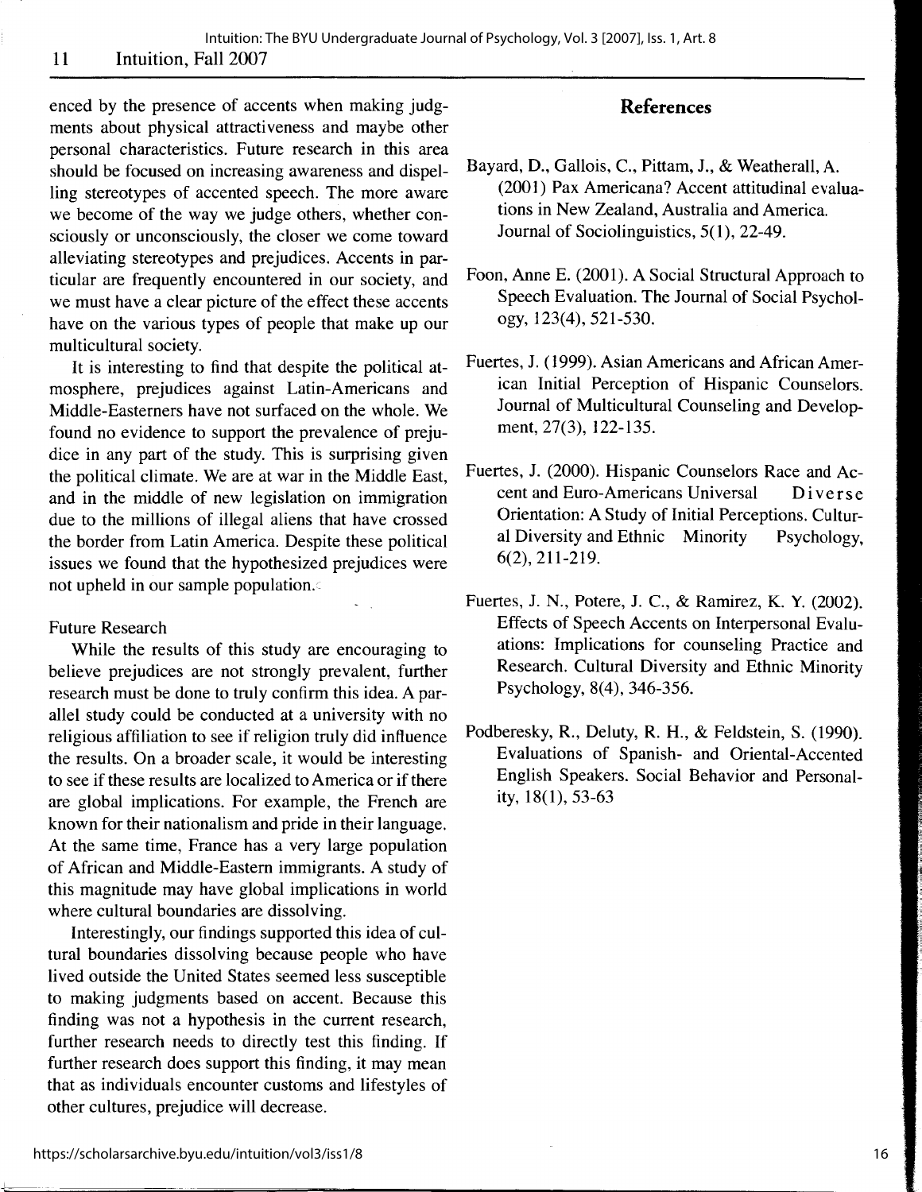enced by the presence of accents when making judgments about physical attractiveness and maybe other personal characteristics. Future research in this area should be focused on increasing awareness and dispelling stereotypes of accented speech. The more aware we become of the way we judge others, whether consciously or unconsciously, the closer we come toward alleviating stereotypes and prejudices. Accents in particular are frequently encountered in our society, and we must have a clear picture of the effect these accents have on the various types of people that make up our multicultural society.

It is interesting to find that despite the political atmosphere, prejudices against Latin-Americans and Middle-Easterners have not surfaced on the whole. We found no evidence to support the prevalence of prejudice in any part of the study. This is surprising given the political climate. We are at war in the Middle East, and in the middle of new legislation on immigration due to the millions of illegal aliens that have crossed the border from Latin America. Despite these political issues we found that the hypothesized prejudices were not upheld in our sample population.

Future Research

While the results of this study are encouraging to believe prejudices are not strongly prevalent, further research must be done to truly confirm this idea. A parallel study could be conducted at a university with no religious affiliation to see if religion truly did influence the results. On a broader scale, it would be interesting to see if these results are localized to America or if there are global implications. For example, the French are known for their nationalism and pride in their language. At the same time, France has a very large population of African and Middle-Eastern immigrants. A study of this magnitude may have global implications in world where cultural boundaries are dissolving.

Interestingly, our findings supported this idea of cultural boundaries dissolving because people who have lived outside the United States seemed less susceptible to making judgments based on accent. Because this finding was not a hypothesis in the current research, further research needs to directly test this finding. If further research does support this finding, it may mean that as individuals encounter customs and lifestyles of other cultures, prejudice will decrease.

## References

Bayard, D., Gallois, C., Pittam, J., & Weatherall, A. (2001) Pax Americana? Accent attitudinal evaluations in New Zealand, Australia and America. Journal of Sociolinguistics, 5(1), 22-49.

Foon, Anne E. (2001). A Social Structural Approach to Speech Evaluation. The Journal of Social Psychology, 123(4), 521-530.

Fuertes, J. (1999). Asian Americans and African American Initial Perception of Hispanic Counselors. Journal of Multicultural Counseling and Development, 27(3), 122-135.

Fuertes, J. (2000). Hispanic Counselors Race and Accent and Euro-Americans Universal Diverse Orientation: A Study of Initial Perceptions. Cultural Diversity and Ethnic Minority Psychology, 6(2), 211-219.

Fuertes, J. N., Potere, J. C., & Ramirez, K. Y. (2002). Effects of Speech Accents on Interpersonal Evaluations: Implications for counseling Practice and Research. Cultural Diversity and Ethnic Minority Psychology, 8(4), 346-356.

Podberesky, R., Deluty, R. H., & Feldstein, S. (1990). Evaluations of Spanish- and Oriental-Accented English Speakers. Social Behavior and Personality, 18(1), 53-63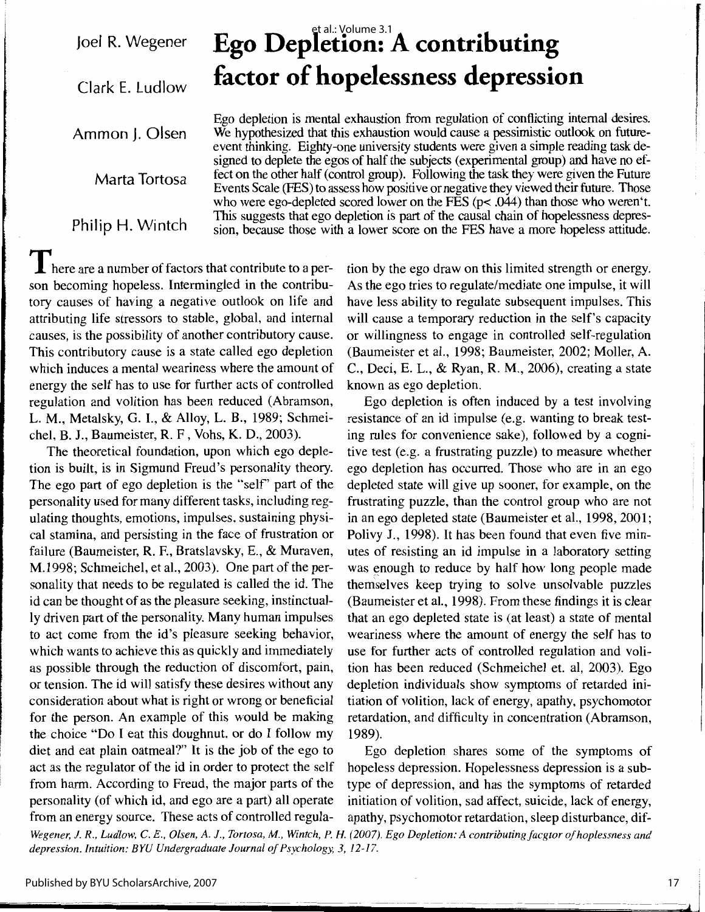# Ego Depletion: A contributing factor of hopelessness depression

Joel R. Wegener

Clark E. Ludlow

Ammon J. Olsen

Marta Tortosa

Philip H. Wintch

Ego depletion is mental exhaustion from regulation of conflicting internal desires. We hypothesized that this exhaustion would cause a pessimistic outlook on future-event thinking. Eighty-one university students were given a simple reading task designed to deplete the egos of half the subjects (experimental group) and have no effect on the other half (control group). Following the task they were given the Future Events Scale (FES) to assess how positive or negative they viewed their future. Those who were ego-depleted scored lower on the FES ($p < .044$) than those who weren't. This suggests that ego depletion is part of the causal chain of hopelessness depression, because those with a lower score on the FES have a more hopeless attitude.

There are a number of factors that contribute to a person becoming hopeless. Intermingled in the contributory causes of having a negative outlook on life and attributing life stressors to stable, global, and internal causes, is the possibility of another contributory cause. This contributory cause is a state called ego depletion which induces a mental weariness where the amount of energy the self has to use for further acts of controlled regulation and volition has been reduced (Abramson, L. M., Metalsky, G. I., & Alloy, L. B., 1989; Schmeichel, B. J., Baumeister, R. F , Vohs, K. D., 2003).

The theoretical foundation, upon which ego depletion is built, is in Sigmund Freud's personality theory. The ego part of ego depletion is the "self" part of the personality used for many different tasks, including regulating thoughts, emotions, impulses, sustaining physical stamina, and persisting in the face of frustration or failure (Baumeister, R. F., Bratslavsky, E., & Muraven, M.1998; Schmeichel, et al., 2003). One part of the personality that needs to be regulated is called the id. The id can be thought of as the pleasure seeking, instinctually driven part of the personality. Many human impulses to act come from the id's pleasure seeking behavior, which wants to achieve this as quickly and immediately as possible through the reduction of discomfort, pain, or tension. The id will satisfy these desires without any consideration about what is right or wrong or beneficial for the person. An example of this would be making the choice "Do I eat this doughnut, or do I follow my diet and eat plain oatmeal?" It is the job of the ego to act as the regulator of the id in order to protect the self from harm. According to Freud, the major parts of the personality (of which id, and ego are a part) all operate from an energy source. These acts of controlled regulation by the ego draw on this limited strength or energy. As the ego tries to regulate/mediate one impulse, it will have less ability to regulate subsequent impulses. This will cause a temporary reduction in the self's capacity or willingness to engage in controlled self-regulation (Baumeister et al., 1998; Baumeister, 2002; Moller, A. C., Deci, E. L., & Ryan, R. M., 2006), creating a state known as ego depletion.

Ego depletion is often induced by a test involving resistance of an id impulse (e.g. wanting to break testing rules for convenience sake), followed by a cognitive test (e.g. a frustrating puzzle) to measure whether ego depletion has occurred. Those who are in an ego depleted state will give up sooner, for example, on the frustrating puzzle, than the control group who are not in an ego depleted state (Baumeister et al., 1998, 2001; Polivy J., 1998). It has been found that even five minutes of resisting an id impulse in a laboratory setting was enough to reduce by half how long people made themselves keep trying to solve unsolvable puzzles (Baumeister et al., 1998). From these findings it is clear that an ego depleted state is (at least) a state of mental weariness where the amount of energy the self has to use for further acts of controlled regulation and volition has been reduced (Schmeichel et. al, 2003). Ego depletion individuals show symptoms of retarded initiation of volition, lack of energy, apathy, psychomotor retardation, and difficulty in concentration (Abramson, 1989).

Ego depletion shares some of the symptoms of hopeless depression. Hopelessness depression is a subtype of depression, and has the symptoms of retarded initiation of volition, sad affect, suicide, lack of energy, apathy, psychomotor retardation, sleep disturbance, dif-

*Wegener, J. R., Ludlow, C. E., Olsen, A. J., Tortosa, M., Wintch, P. H. (2007). Ego Depletion: A contributing facgtor of hoplessness and depression. Intuition: BYU Undergraduate Journal of Psychology, 3, 12-17.*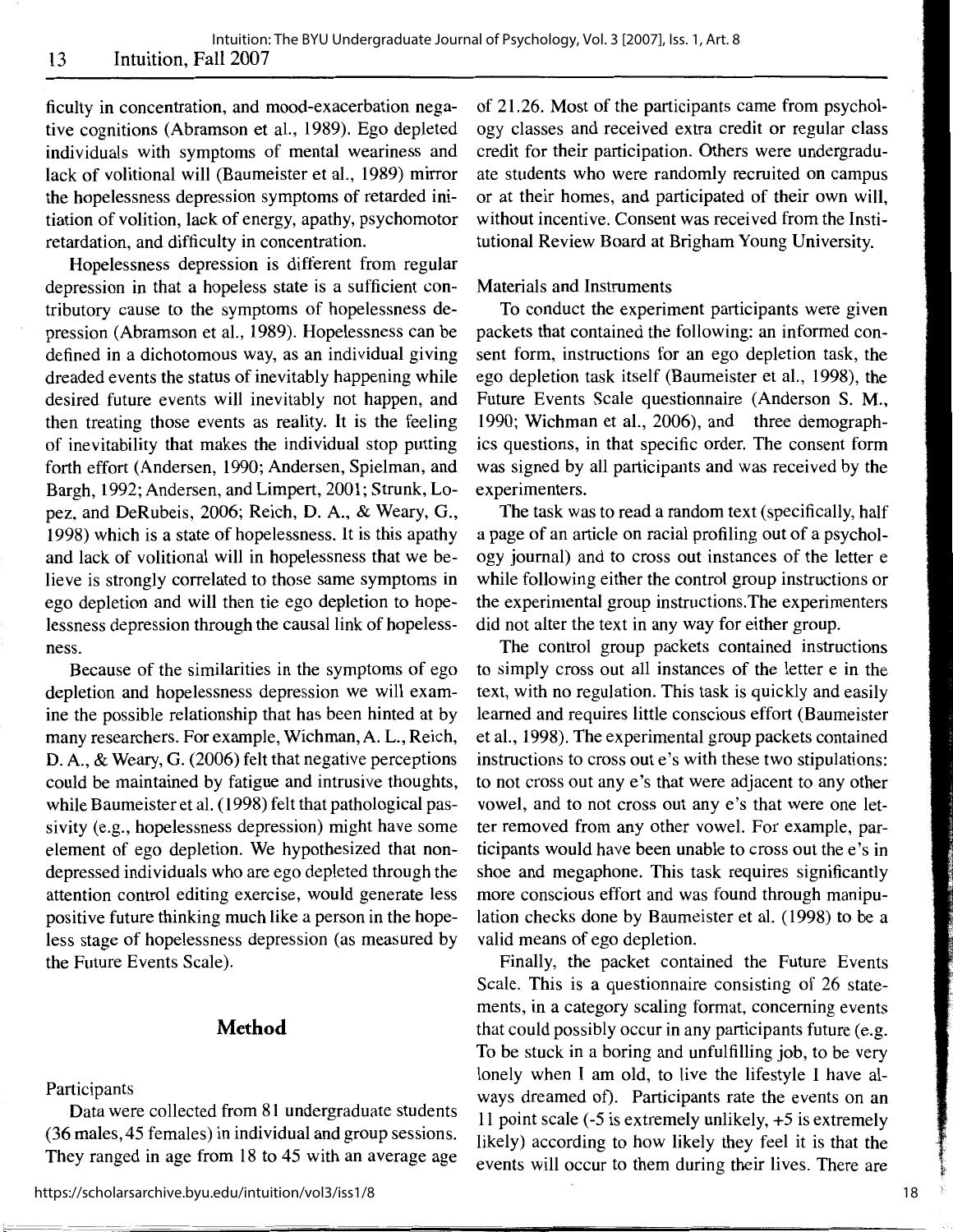ficulty in concentration, and mood-exacerbation negative cognitions (Abramson et al., 1989). Ego depleted individuals with symptoms of mental weariness and lack of volitional will (Baumeister et al., 1989) mirror the hopelessness depression symptoms of retarded initiation of volition, lack of energy, apathy, psychomotor retardation, and difficulty in concentration.

Hopelessness depression is different from regular depression in that a hopeless state is a sufficient contributory cause to the symptoms of hopelessness depression (Abramson et al., 1989). Hopelessness can be defined in a dichotomous way, as an individual giving dreaded events the status of inevitably happening while desired future events will inevitably not happen, and then treating those events as reality. It is the feeling of inevitability that makes the individual stop putting forth effort (Andersen, 1990; Andersen, Spielman, and Bargh, 1992; Andersen, and Limpert, 2001; Strunk, Lopez, and DeRubeis, 2006; Reich, D. A., & Weary, G., 1998) which is a state of hopelessness. It is this apathy and lack of volitional will in hopelessness that we believe is strongly correlated to those same symptoms in ego depletion and will then tie ego depletion to hopelessness depression through the causal link of hopelessness.

Because of the similarities in the symptoms of ego depletion and hopelessness depression we will examine the possible relationship that has been hinted at by many researchers. For example, Wichman, A. L., Reich, D. A., & Weary, G. (2006) felt that negative perceptions could be maintained by fatigue and intrusive thoughts, while Baumeister et al. (1998) felt that pathological passivity (e.g., hopelessness depression) might have some element of ego depletion. We hypothesized that non-depressed individuals who are ego depleted through the attention control editing exercise, would generate less positive future thinking much like a person in the hopeless stage of hopelessness depression (as measured by the Future Events Scale).

## Method

### Participants

Data were collected from 81 undergraduate students (36 males, 45 females) in individual and group sessions. They ranged in age from 18 to 45 with an average age of 21.26. Most of the participants came from psychology classes and received extra credit or regular class credit for their participation. Others were undergraduate students who were randomly recruited on campus or at their homes, and participated of their own will, without incentive. Consent was received from the Institutional Review Board at Brigham Young University.

### Materials and Instruments

To conduct the experiment participants were given packets that contained the following: an informed consent form, instructions for an ego depletion task, the ego depletion task itself (Baumeister et al., 1998), the Future Events Scale questionnaire (Anderson S. M., 1990; Wichman et al., 2006), and three demographics questions, in that specific order. The consent form was signed by all participants and was received by the experimenters.

The task was to read a random text (specifically, half a page of an article on racial profiling out of a psychology journal) and to cross out instances of the letter e while following either the control group instructions or the experimental group instructions.The experimenters did not alter the text in any way for either group.

The control group packets contained instructions to simply cross out all instances of the letter e in the text, with no regulation. This task is quickly and easily learned and requires little conscious effort (Baumeister et al., 1998). The experimental group packets contained instructions to cross out e's with these two stipulations: to not cross out any e's that were adjacent to any other vowel, and to not cross out any e's that were one letter removed from any other vowel. For example, participants would have been unable to cross out the e's in shoe and megaphone. This task requires significantly more conscious effort and was found through manipulation checks done by Baumeister et al. (1998) to be a valid means of ego depletion.

Finally, the packet contained the Future Events Scale. This is a questionnaire consisting of 26 statements, in a category scaling format, concerning events that could possibly occur in any participants future (e.g. To be stuck in a boring and unfulfilling job, to be very lonely when I am old, to live the lifestyle I have always dreamed of). Participants rate the events on an 11 point scale (-5 is extremely unlikely, +5 is extremely likely) according to how likely they feel it is that the events will occur to them during their lives. There are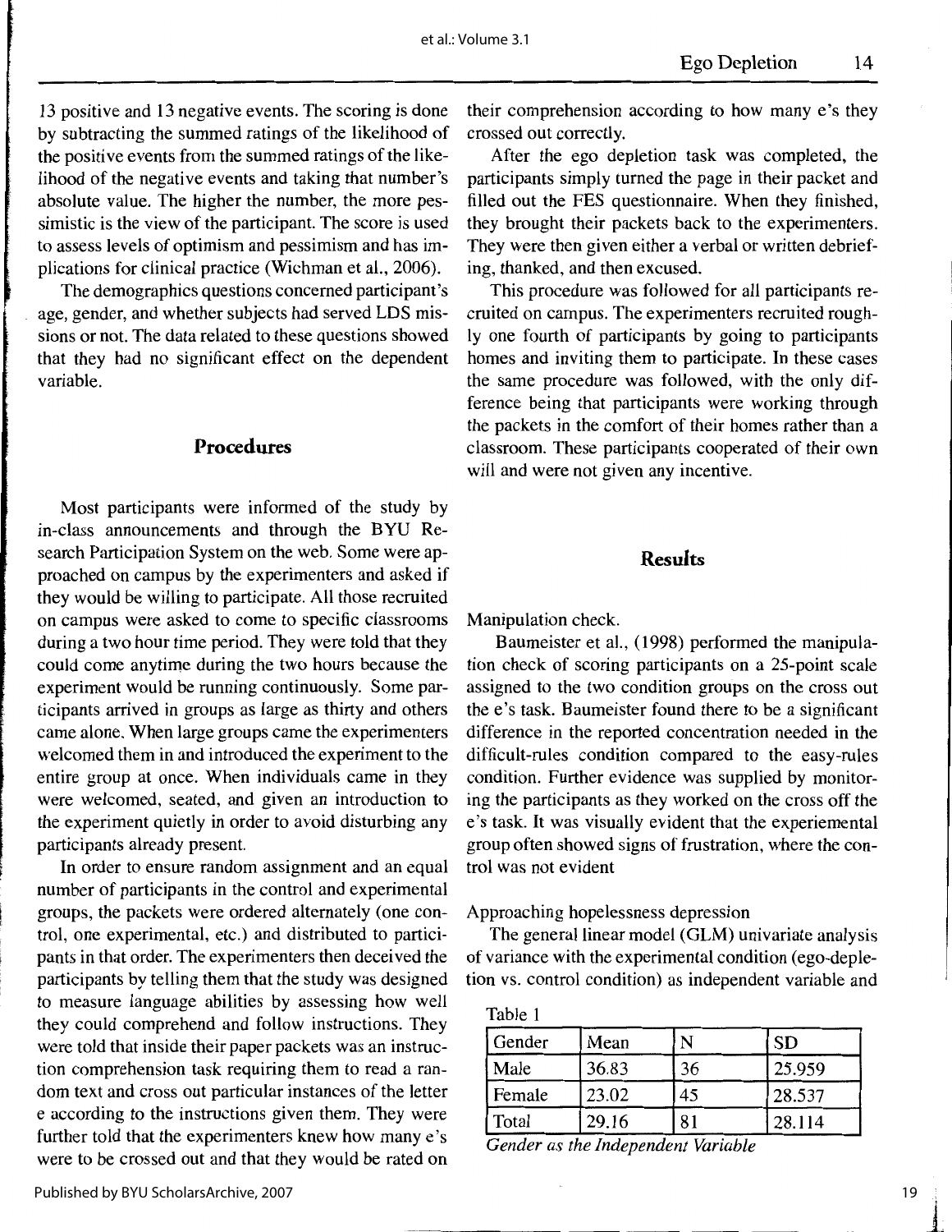13 positive and 13 negative events. The scoring is done by subtracting the summed ratings of the likelihood of the positive events from the summed ratings of the likelihood of the negative events and taking that number's absolute value. The higher the number, the more pessimistic is the view of the participant. The score is used to assess levels of optimism and pessimism and has implications for clinical practice (Wichman et al., 2006).

The demographics questions concerned participant's age, gender, and whether subjects had served LDS missions or not. The data related to these questions showed that they had no significant effect on the dependent variable.

## Procedures

Most participants were informed of the study by in-class announcements and through the BYU Research Participation System on the web. Some were approached on campus by the experimenters and asked if they would be willing to participate. All those recruited on campus were asked to come to specific classrooms during a two hour time period. They were told that they could come anytime during the two hours because the experiment would be running continuously. Some participants arrived in groups as large as thirty and others came alone. When large groups came the experimenters welcomed them in and introduced the experiment to the entire group at once. When individuals came in they were welcomed, seated, and given an introduction to the experiment quietly in order to avoid disturbing any participants already present.

In order to ensure random assignment and an equal number of participants in the control and experimental groups, the packets were ordered alternately (one control, one experimental, etc.) and distributed to participants in that order. The experimenters then deceived the participants by telling them that the study was designed to measure language abilities by assessing how well they could comprehend and follow instructions. They were told that inside their paper packets was an instruction comprehension task requiring them to read a random text and cross out particular instances of the letter e according to the instructions given them. They were further told that the experimenters knew how many e's were to be crossed out and that they would be rated on their comprehension according to how many e's they crossed out correctly.

After the ego depletion task was completed, the participants simply turned the page in their packet and filled out the FES questionnaire. When they finished, they brought their packets back to the experimenters. They were then given either a verbal or written debriefing, thanked, and then excused.

This procedure was followed for all participants recruited on campus. The experimenters recruited roughly one fourth of participants by going to participants homes and inviting them to participate. In these cases the same procedure was followed, with the only difference being that participants were working through the packets in the comfort of their homes rather than a classroom. These participants cooperated of their own will and were not given any incentive.

## Results

Manipulation check.

Baumeister et al., (1998) performed the manipulation check of scoring participants on a 25-point scale assigned to the two condition groups on the cross out the e's task. Baumeister found there to be a significant difference in the reported concentration needed in the difficult-rules condition compared to the easy-rules condition. Further evidence was supplied by monitoring the participants as they worked on the cross off the e's task. It was visually evident that the experiemental group often showed signs of frustration, where the control was not evident

Approaching hopelessness depression

The general linear model (GLM) univariate analysis of variance with the experimental condition (ego-depletion vs. control condition) as independent variable and

Table 1

| Gender | Mean | N | SD |
|---|---|---|---|
| Male | 36.83 | 36 | 25.959 |
| Female | 23.02 | 45 | 28.537 |
| Total | 29.16 | 81 | 28.114 |

*Gender as the Independent Variable*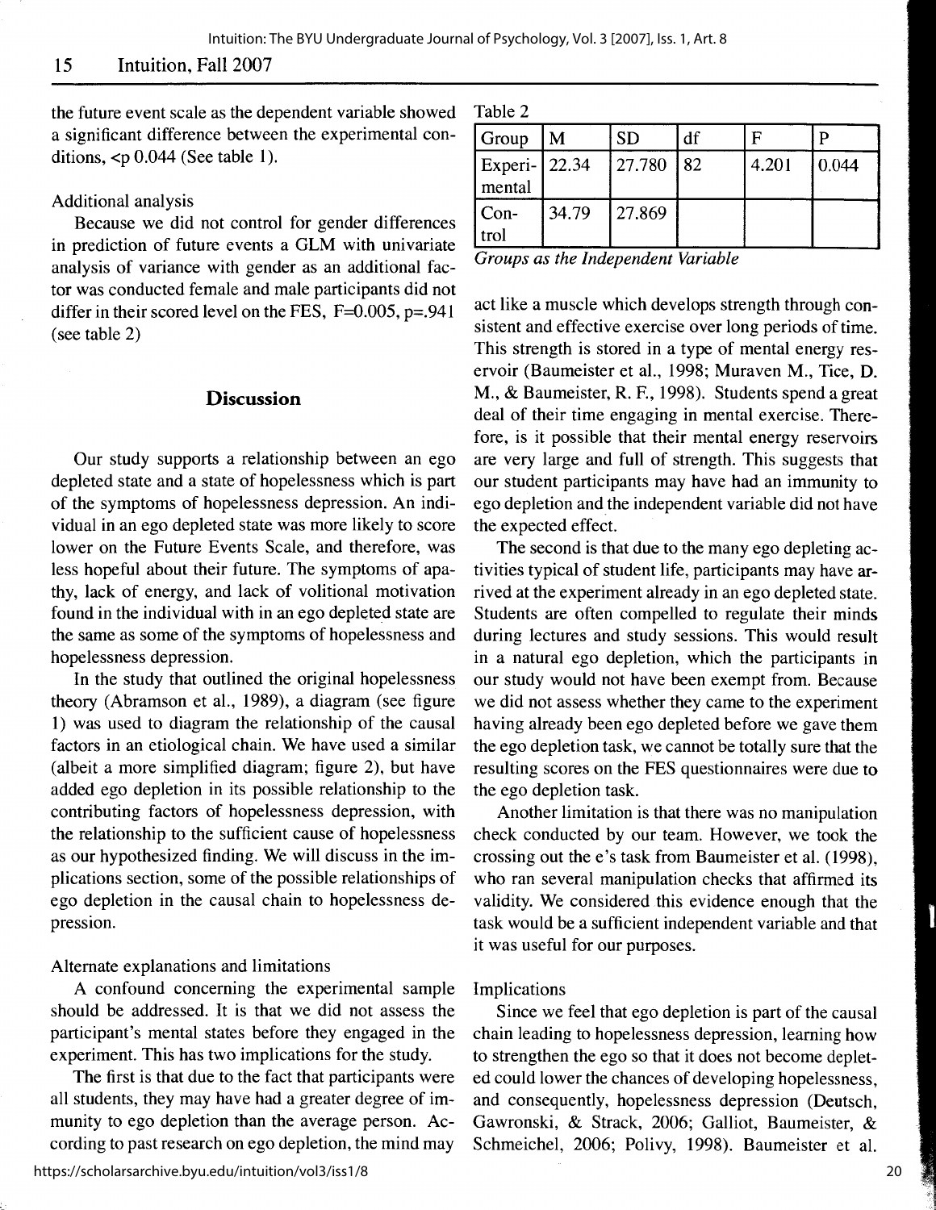the future event scale as the dependent variable showed a significant difference between the experimental conditions, <p 0.044 (See table 1).

Additional analysis

Because we did not control for gender differences in prediction of future events a GLM with univariate analysis of variance with gender as an additional factor was conducted female and male participants did not differ in their scored level on the FES, F=0.005, p=.941 (see table 2)

Table 2

| Group | M | SD | df | F | P |
|---|---|---|---|---|---|
| Experimental | 22.34 | 27.780 | 82 | 4.201 | 0.044 |
| Control | 34.79 | 27.869 | | | |

*Groups as the Independent Variable*

## Discussion

Our study supports a relationship between an ego depleted state and a state of hopelessness which is part of the symptoms of hopelessness depression. An individual in an ego depleted state was more likely to score lower on the Future Events Scale, and therefore, was less hopeful about their future. The symptoms of apathy, lack of energy, and lack of volitional motivation found in the individual with in an ego depleted state are the same as some of the symptoms of hopelessness and hopelessness depression.

In the study that outlined the original hopelessness theory (Abramson et al., 1989), a diagram (see figure 1) was used to diagram the relationship of the causal factors in an etiological chain. We have used a similar (albeit a more simplified diagram; figure 2), but have added ego depletion in its possible relationship to the contributing factors of hopelessness depression, with the relationship to the sufficient cause of hopelessness as our hypothesized finding. We will discuss in the implications section, some of the possible relationships of ego depletion in the causal chain to hopelessness depression.

Alternate explanations and limitations

A confound concerning the experimental sample should be addressed. It is that we did not assess the participant's mental states before they engaged in the experiment. This has two implications for the study.

The first is that due to the fact that participants were all students, they may have had a greater degree of immunity to ego depletion than the average person. According to past research on ego depletion, the mind may act like a muscle which develops strength through consistent and effective exercise over long periods of time. This strength is stored in a type of mental energy reservoir (Baumeister et al., 1998; Muraven M., Tice, D. M., & Baumeister, R. F., 1998). Students spend a great deal of their time engaging in mental exercise. Therefore, is it possible that their mental energy reservoirs are very large and full of strength. This suggests that our student participants may have had an immunity to ego depletion and the independent variable did not have the expected effect.

The second is that due to the many ego depleting activities typical of student life, participants may have arrived at the experiment already in an ego depleted state. Students are often compelled to regulate their minds during lectures and study sessions. This would result in a natural ego depletion, which the participants in our study would not have been exempt from. Because we did not assess whether they came to the experiment having already been ego depleted before we gave them the ego depletion task, we cannot be totally sure that the resulting scores on the FES questionnaires were due to the ego depletion task.

Another limitation is that there was no manipulation check conducted by our team. However, we took the crossing out the e's task from Baumeister et al. (1998), who ran several manipulation checks that affirmed its validity. We considered this evidence enough that the task would be a sufficient independent variable and that it was useful for our purposes.

Implications

Since we feel that ego depletion is part of the causal chain leading to hopelessness depression, learning how to strengthen the ego so that it does not become depleted could lower the chances of developing hopelessness, and consequently, hopelessness depression (Deutsch, Gawronski, & Strack, 2006; Galliot, Baumeister, & Schmeichel, 2006; Polivy, 1998). Baumeister et al.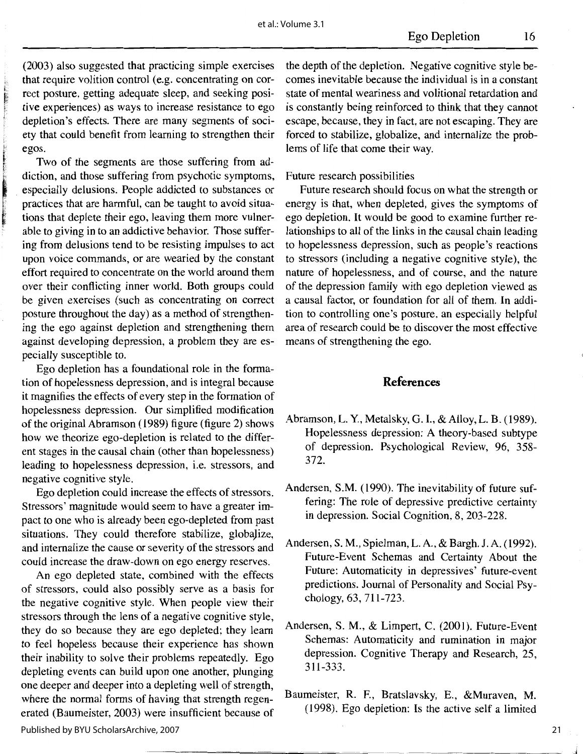(2003) also suggested that practicing simple exercises that require volition control (e.g. concentrating on correct posture, getting adequate sleep, and seeking positive experiences) as ways to increase resistance to ego depletion's effects. There are many segments of society that could benefit from learning to strengthen their egos.

Two of the segments are those suffering from addiction, and those suffering from psychotic symptoms, especially delusions. People addicted to substances or practices that are harmful, can be taught to avoid situations that deplete their ego, leaving them more vulnerable to giving in to an addictive behavior. Those suffering from delusions tend to be resisting impulses to act upon voice commands, or are wearied by the constant effort required to concentrate on the world around them over their conflicting inner world. Both groups could be given exercises (such as concentrating on correct posture throughout the day) as a method of strengthening the ego against depletion and strengthening them against developing depression, a problem they are especially susceptible to.

Ego depletion has a foundational role in the formation of hopelessness depression, and is integral because it magnifies the effects of every step in the formation of hopelessness depression. Our simplified modification of the original Abramson (1989) figure (figure 2) shows how we theorize ego-depletion is related to the different stages in the causal chain (other than hopelessness) leading to hopelessness depression, i.e. stressors, and negative cognitive style.

Ego depletion could increase the effects of stressors. Stressors' magnitude would seem to have a greater impact to one who is already been ego-depleted from past situations. They could therefore stabilize, globalize, and internalize the cause or severity of the stressors and could increase the draw-down on ego energy reserves.

An ego depleted state, combined with the effects of stressors, could also possibly serve as a basis for the negative cognitive style. When people view their stressors through the lens of a negative cognitive style, they do so because they are ego depleted; they learn to feel hopeless because their experience has shown their inability to solve their problems repeatedly. Ego depleting events can build upon one another, plunging one deeper and deeper into a depleting well of strength, where the normal forms of having that strength regenerated (Baumeister, 2003) were insufficient because of the depth of the depletion. Negative cognitive style becomes inevitable because the individual is in a constant state of mental weariness and volitional retardation and is constantly being reinforced to think that they cannot escape, because, they in fact, are not escaping. They are forced to stabilize, globalize, and internalize the problems of life that come their way.

Future research possibilities

Future research should focus on what the strength or energy is that, when depleted, gives the symptoms of ego depletion. It would be good to examine further relationships to all of the links in the causal chain leading to hopelessness depression, such as people's reactions to stressors (including a negative cognitive style), the nature of hopelessness, and of course, and the nature of the depression family with ego depletion viewed as a causal factor, or foundation for all of them. In addition to controlling one's posture, an especially helpful area of research could be to discover the most effective means of strengthening the ego.

## References

Abramson, L. Y., Metalsky, G. I., & Alloy, L. B. (1989). Hopelessness depression: A theory-based subtype of depression. Psychological Review, 96, 358-372.

Andersen, S.M. (1990). The inevitability of future suffering: The role of depressive predictive certainty in depression. Social Cognition, 8, 203-228.

Andersen, S. M., Spielman, L. A., & Bargh. J. A. (1992). Future-Event Schemas and Certainty About the Future: Automaticity in depressives' future-event predictions. Journal of Personality and Social Psychology, 63, 711-723.

Andersen, S. M., & Limpert, C. (2001). Future-Event Schemas: Automaticity and rumination in major depression. Cognitive Therapy and Research, 25, 311-333.

Baumeister, R. F., Bratslavsky, E., &Muraven, M. (1998). Ego depletion: Is the active self a limited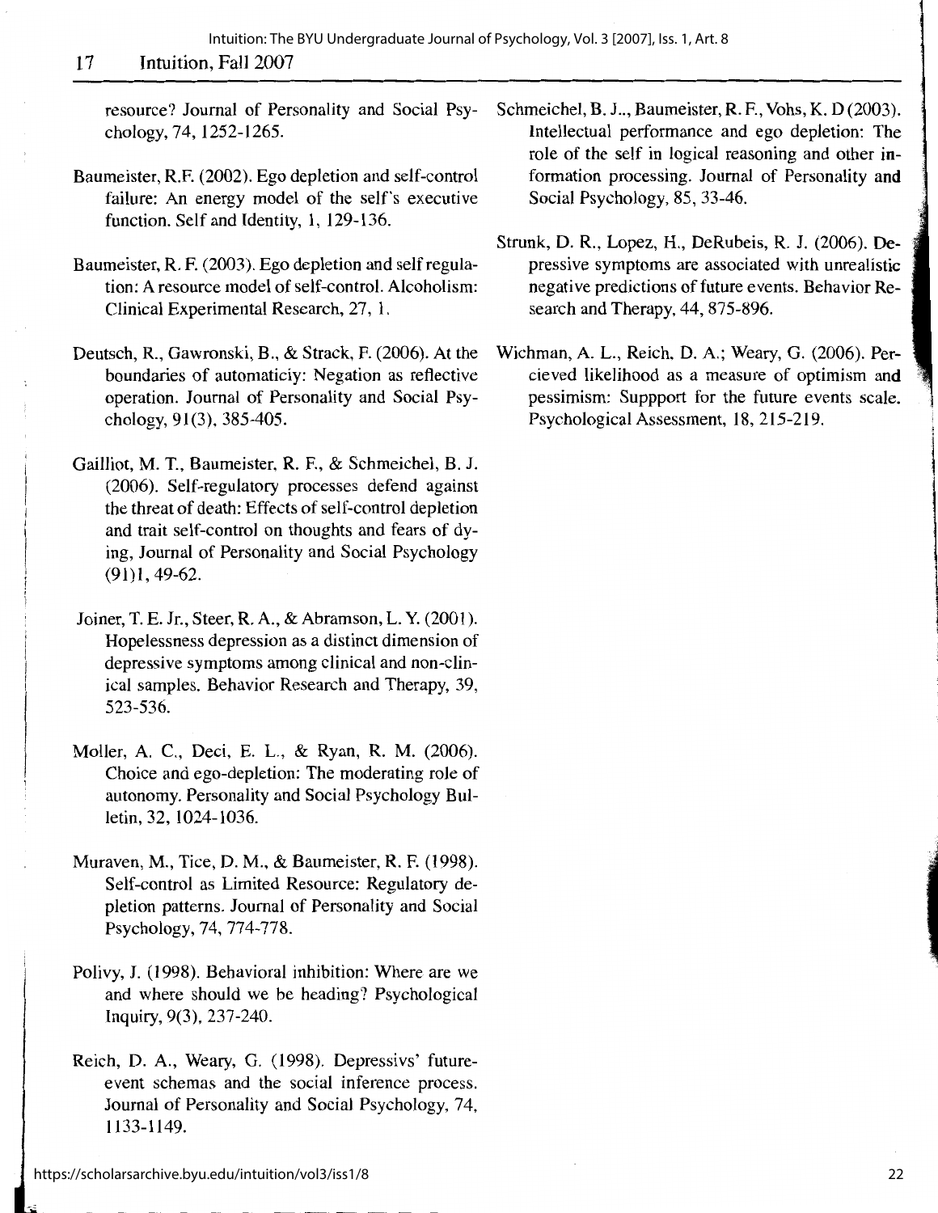resource? Journal of Personality and Social Psychology, 74, 1252-1265.

Baumeister, R.F. (2002). Ego depletion and self-control failure: An energy model of the self's executive function. Self and Identity, 1, 129-136.

Baumeister, R. F. (2003). Ego depletion and self regulation: A resource model of self-control. Alcoholism: Clinical Experimental Research, 27, 1.

Deutsch, R., Gawronski, B., & Strack, F. (2006). At the boundaries of automaticiy: Negation as reflective operation. Journal of Personality and Social Psychology, 91(3), 385-405.

Gailliot, M. T., Baumeister, R. F., & Schmeichel, B. J. (2006). Self-regulatory processes defend against the threat of death: Effects of self-control depletion and trait self-control on thoughts and fears of dying, Journal of Personality and Social Psychology (91)1, 49-62.

Joiner, T. E. Jr., Steer, R. A., & Abramson, L. Y. (2001). Hopelessness depression as a distinct dimension of depressive symptoms among clinical and non-clinical samples. Behavior Research and Therapy, 39, 523-536.

Moller, A. C., Deci, E. L., & Ryan, R. M. (2006). Choice and ego-depletion: The moderating role of autonomy. Personality and Social Psychology Bulletin, 32, 1024-1036.

Muraven, M., Tice, D. M., & Baumeister, R. F. (1998). Self-control as Limited Resource: Regulatory depletion patterns. Journal of Personality and Social Psychology, 74, 774-778.

Polivy, J. (1998). Behavioral inhibition: Where are we and where should we be heading? Psychological Inquiry, 9(3), 237-240.

Reich, D. A., Weary, G. (1998). Depressivs' future-event schemas and the social inference process. Journal of Personality and Social Psychology, 74, 1133-1149.

Schmeichel, B. J.., Baumeister, R. F., Vohs, K. D (2003). Intellectual performance and ego depletion: The role of the self in logical reasoning and other information processing. Journal of Personality and Social Psychology, 85, 33-46.

Strunk, D. R., Lopez, H., DeRubeis, R. J. (2006). Depressive symptoms are associated with unrealistic negative predictions of future events. Behavior Research and Therapy, 44, 875-896.

Wichman, A. L., Reich, D. A.; Weary, G. (2006). Percieved likelihood as a measure of optimism and pessimism: Suppport for the future events scale. Psychological Assessment, 18, 215-219.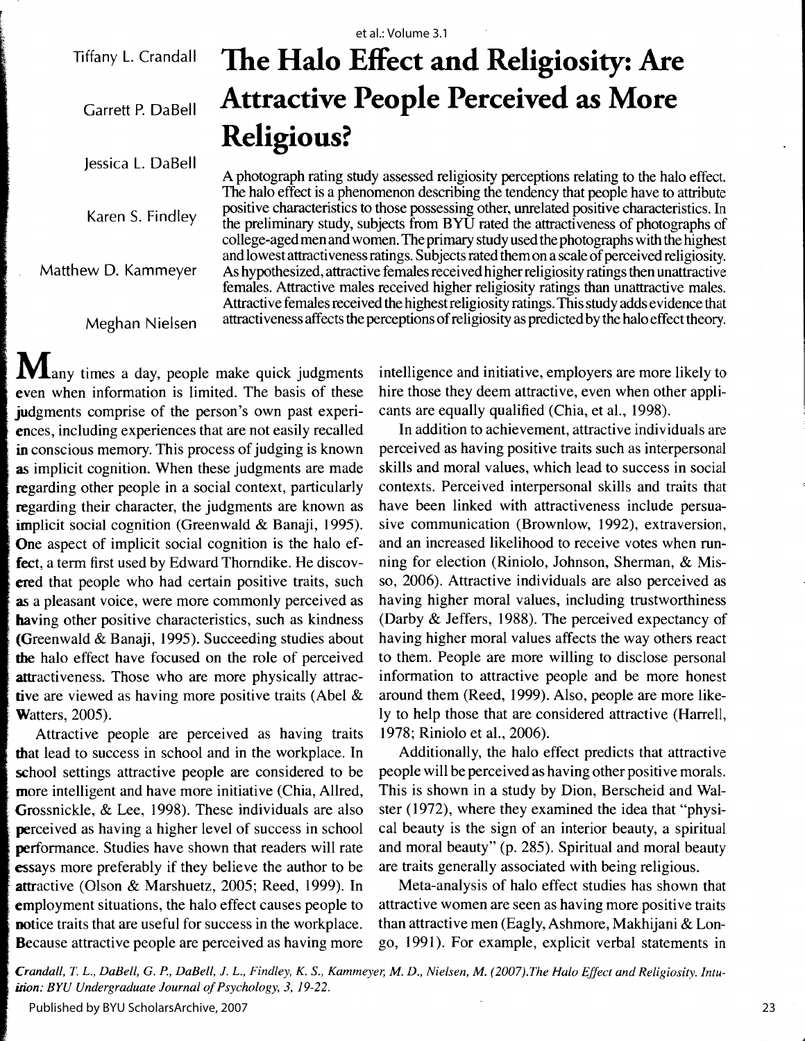# The Halo Effect and Religiosity: Are Attractive People Perceived as More Religious?

Tiffany L. Crandall

Garrett P. DaBell

Jessica L. DaBell

Karen S. Findley

Matthew D. Kammeyer

Meghan Nielsen

A photograph rating study assessed religiosity perceptions relating to the halo effect. The halo effect is a phenomenon describing the tendency that people have to attribute positive characteristics to those possessing other, unrelated positive characteristics. In the preliminary study, subjects from BYU rated the attractiveness of photographs of college-aged men and women. The primary study used the photographs with the highest and lowest attractiveness ratings. Subjects rated them on a scale of perceived religiosity. As hypothesized, attractive females received higher religiosity ratings then unattractive females. Attractive males received higher religiosity ratings than unattractive males. Attractive females received the highest religiosity ratings. This study adds evidence that attractiveness affects the perceptions of religiosity as predicted by the halo effect theory.

Many times a day, people make quick judgments even when information is limited. The basis of these judgments comprise of the person's own past experiences, including experiences that are not easily recalled in conscious memory. This process of judging is known as implicit cognition. When these judgments are made regarding other people in a social context, particularly regarding their character, the judgments are known as implicit social cognition (Greenwald & Banaji, 1995). One aspect of implicit social cognition is the halo effect, a term first used by Edward Thorndike. He discovered that people who had certain positive traits, such as a pleasant voice, were more commonly perceived as having other positive characteristics, such as kindness (Greenwald & Banaji, 1995). Succeeding studies about the halo effect have focused on the role of perceived attractiveness. Those who are more physically attractive are viewed as having more positive traits (Abel & Watters, 2005).

Attractive people are perceived as having traits that lead to success in school and in the workplace. In school settings attractive people are considered to be more intelligent and have more initiative (Chia, Allred, Grossnickle, & Lee, 1998). These individuals are also perceived as having a higher level of success in school performance. Studies have shown that readers will rate essays more preferably if they believe the author to be attractive (Olson & Marshuetz, 2005; Reed, 1999). In employment situations, the halo effect causes people to notice traits that are useful for success in the workplace. Because attractive people are perceived as having more intelligence and initiative, employers are more likely to hire those they deem attractive, even when other applicants are equally qualified (Chia, et al., 1998).

In addition to achievement, attractive individuals are perceived as having positive traits such as interpersonal skills and moral values, which lead to success in social contexts. Perceived interpersonal skills and traits that have been linked with attractiveness include persuasive communication (Brownlow, 1992), extraversion, and an increased likelihood to receive votes when running for election (Riniolo, Johnson, Sherman, & Misso, 2006). Attractive individuals are also perceived as having higher moral values, including trustworthiness (Darby & Jeffers, 1988). The perceived expectancy of having higher moral values affects the way others react to them. People are more willing to disclose personal information to attractive people and be more honest around them (Reed, 1999). Also, people are more likely to help those that are considered attractive (Harrell, 1978; Riniolo et al., 2006).

Additionally, the halo effect predicts that attractive people will be perceived as having other positive morals. This is shown in a study by Dion, Berscheid and Walster (1972), where they examined the idea that "physical beauty is the sign of an interior beauty, a spiritual and moral beauty" (p. 285). Spiritual and moral beauty are traits generally associated with being religious.

Meta-analysis of halo effect studies has shown that attractive women are seen as having more positive traits than attractive men (Eagly, Ashmore, Makhijani & Longo, 1991). For example, explicit verbal statements in

*Crandall, T. L., DaBell, G. P., DaBell, J. L., Findley, K. S., Kammeyer, M. D., Nielsen, M. (2007).The Halo Effect and Religiosity. Intuition: BYU Undergraduate Journal of Psychology, 3, 19-22.*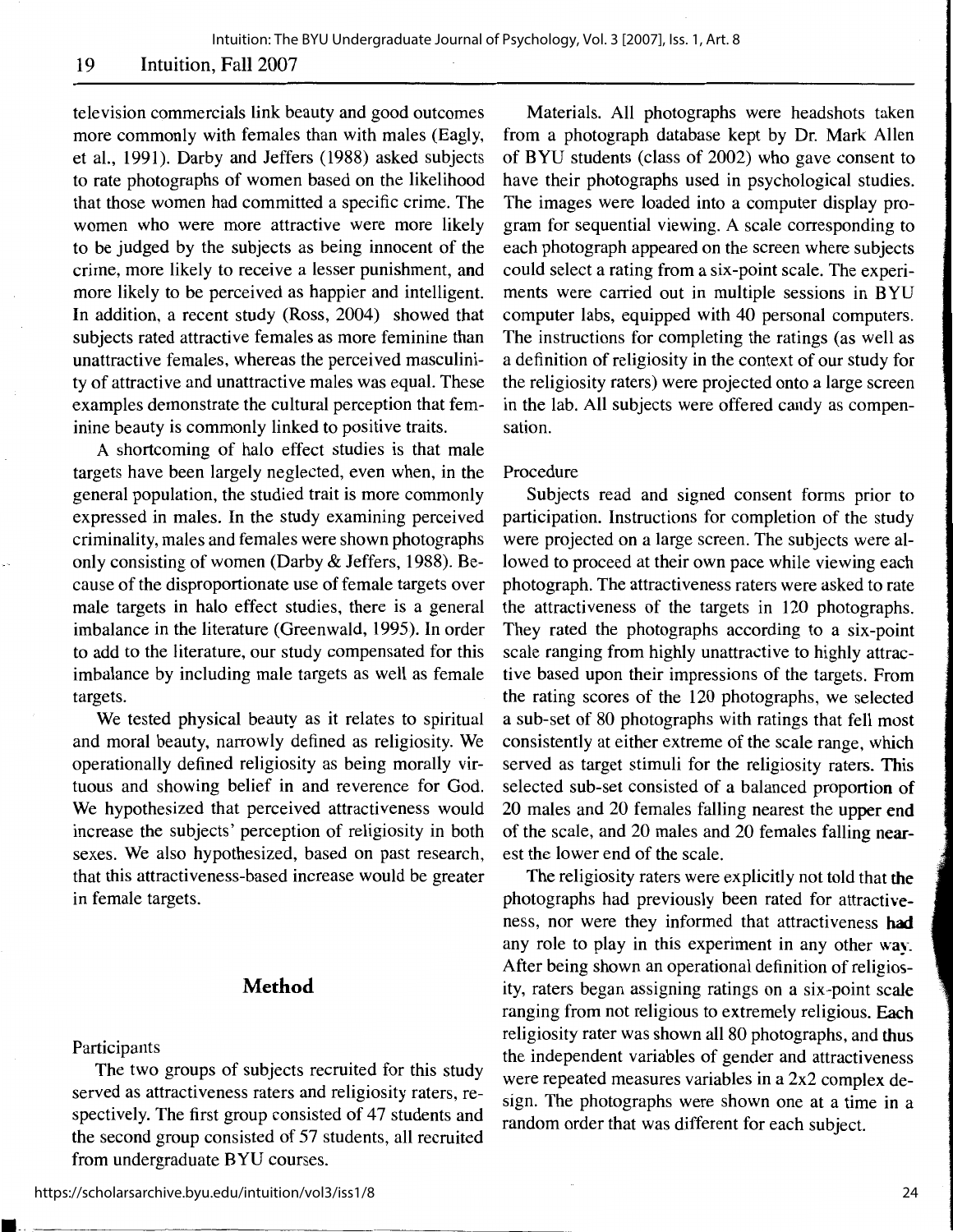television commercials link beauty and good outcomes more commonly with females than with males (Eagly, et al., 1991). Darby and Jeffers (1988) asked subjects to rate photographs of women based on the likelihood that those women had committed a specific crime. The women who were more attractive were more likely to be judged by the subjects as being innocent of the crime, more likely to receive a lesser punishment, and more likely to be perceived as happier and intelligent. In addition, a recent study (Ross, 2004) showed that subjects rated attractive females as more feminine than unattractive females, whereas the perceived masculinity of attractive and unattractive males was equal. These examples demonstrate the cultural perception that feminine beauty is commonly linked to positive traits.

A shortcoming of halo effect studies is that male targets have been largely neglected, even when, in the general population, the studied trait is more commonly expressed in males. In the study examining perceived criminality, males and females were shown photographs only consisting of women (Darby & Jeffers, 1988). Because of the disproportionate use of female targets over male targets in halo effect studies, there is a general imbalance in the literature (Greenwald, 1995). In order to add to the literature, our study compensated for this imbalance by including male targets as well as female targets.

We tested physical beauty as it relates to spiritual and moral beauty, narrowly defined as religiosity. We operationally defined religiosity as being morally virtuous and showing belief in and reverence for God. We hypothesized that perceived attractiveness would increase the subjects' perception of religiosity in both sexes. We also hypothesized, based on past research, that this attractiveness-based increase would be greater in female targets.

## Method

### Participants

The two groups of subjects recruited for this study served as attractiveness raters and religiosity raters, respectively. The first group consisted of 47 students and the second group consisted of 57 students, all recruited from undergraduate BYU courses.

Materials. All photographs were headshots taken from a photograph database kept by Dr. Mark Allen of BYU students (class of 2002) who gave consent to have their photographs used in psychological studies. The images were loaded into a computer display program for sequential viewing. A scale corresponding to each photograph appeared on the screen where subjects could select a rating from a six-point scale. The experiments were carried out in multiple sessions in BYU computer labs, equipped with 40 personal computers. The instructions for completing the ratings (as well as a definition of religiosity in the context of our study for the religiosity raters) were projected onto a large screen in the lab. All subjects were offered candy as compensation.

### Procedure

Subjects read and signed consent forms prior to participation. Instructions for completion of the study were projected on a large screen. The subjects were allowed to proceed at their own pace while viewing each photograph. The attractiveness raters were asked to rate the attractiveness of the targets in 120 photographs. They rated the photographs according to a six-point scale ranging from highly unattractive to highly attractive based upon their impressions of the targets. From the rating scores of the 120 photographs, we selected a sub-set of 80 photographs with ratings that fell most consistently at either extreme of the scale range, which served as target stimuli for the religiosity raters. This selected sub-set consisted of a balanced proportion of 20 males and 20 females falling nearest the upper end of the scale, and 20 males and 20 females falling nearest the lower end of the scale.

The religiosity raters were explicitly not told that the photographs had previously been rated for attractiveness, nor were they informed that attractiveness had any role to play in this experiment in any other way. After being shown an operational definition of religiosity, raters began assigning ratings on a six-point scale ranging from not religious to extremely religious. Each religiosity rater was shown all 80 photographs, and thus the independent variables of gender and attractiveness were repeated measures variables in a 2x2 complex design. The photographs were shown one at a time in a random order that was different for each subject.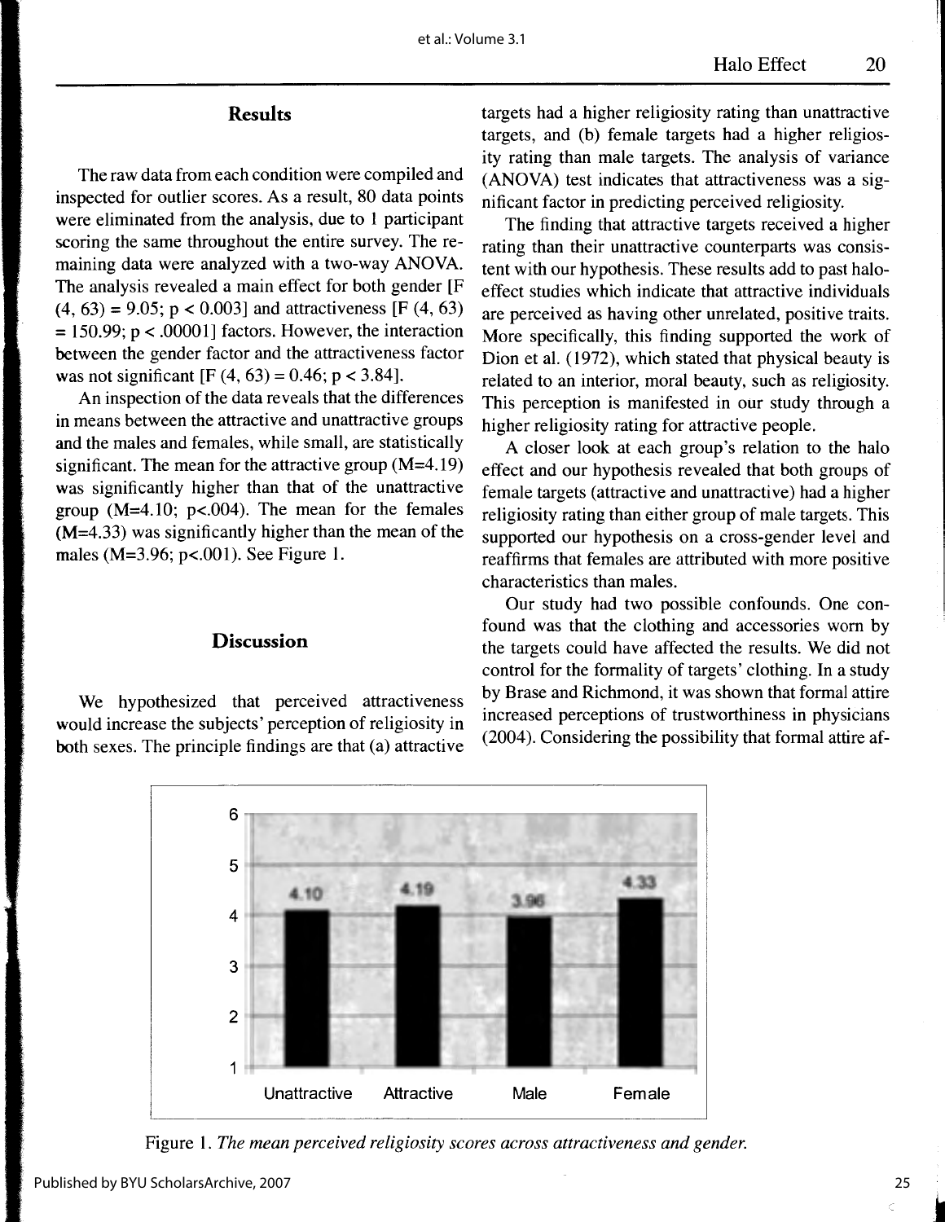## Results

The raw data from each condition were compiled and inspected for outlier scores. As a result, 80 data points were eliminated from the analysis, due to 1 participant scoring the same throughout the entire survey. The remaining data were analyzed with a two-way ANOVA. The analysis revealed a main effect for both gender [$F(4, 63) = 9.05$; $p < 0.003$] and attractiveness [$F(4, 63) = 150.99$; $p < .00001$] factors. However, the interaction between the gender factor and the attractiveness factor was not significant [$F(4, 63) = 0.46$; $p < 3.84$].

An inspection of the data reveals that the differences in means between the attractive and unattractive groups and the males and females, while small, are statistically significant. The mean for the attractive group ($M=4.19$) was significantly higher than that of the unattractive group ($M=4.10$; $p<.004$). The mean for the females ($M=4.33$) was significantly higher than the mean of the males ($M=3.96$; $p<.001$). See Figure 1.

## Discussion

We hypothesized that perceived attractiveness would increase the subjects' perception of religiosity in both sexes. The principle findings are that (a) attractive targets had a higher religiosity rating than unattractive targets, and (b) female targets had a higher religiosity rating than male targets. The analysis of variance (ANOVA) test indicates that attractiveness was a significant factor in predicting perceived religiosity.

The finding that attractive targets received a higher rating than their unattractive counterparts was consistent with our hypothesis. These results add to past halo-effect studies which indicate that attractive individuals are perceived as having other unrelated, positive traits. More specifically, this finding supported the work of Dion et al. (1972), which stated that physical beauty is related to an interior, moral beauty, such as religiosity. This perception is manifested in our study through a higher religiosity rating for attractive people.

A closer look at each group's relation to the halo effect and our hypothesis revealed that both groups of female targets (attractive and unattractive) had a higher religiosity rating than either group of male targets. This supported our hypothesis on a cross-gender level and reaffirms that females are attributed with more positive characteristics than males.

Our study had two possible confounds. One confound was that the clothing and accessories worn by the targets could have affected the results. We did not control for the formality of targets' clothing. In a study by Brase and Richmond, it was shown that formal attire increased perceptions of trustworthiness in physicians (2004). Considering the possibility that formal attire af-

| | Unattractive | Attractive | Male | Female |
|---|---|---|---|---|
| Mean | 4.10 | 4.19 | 3.96 | 4.33 |

Figure 1. *The mean perceived religiosity scores across attractiveness and gender.*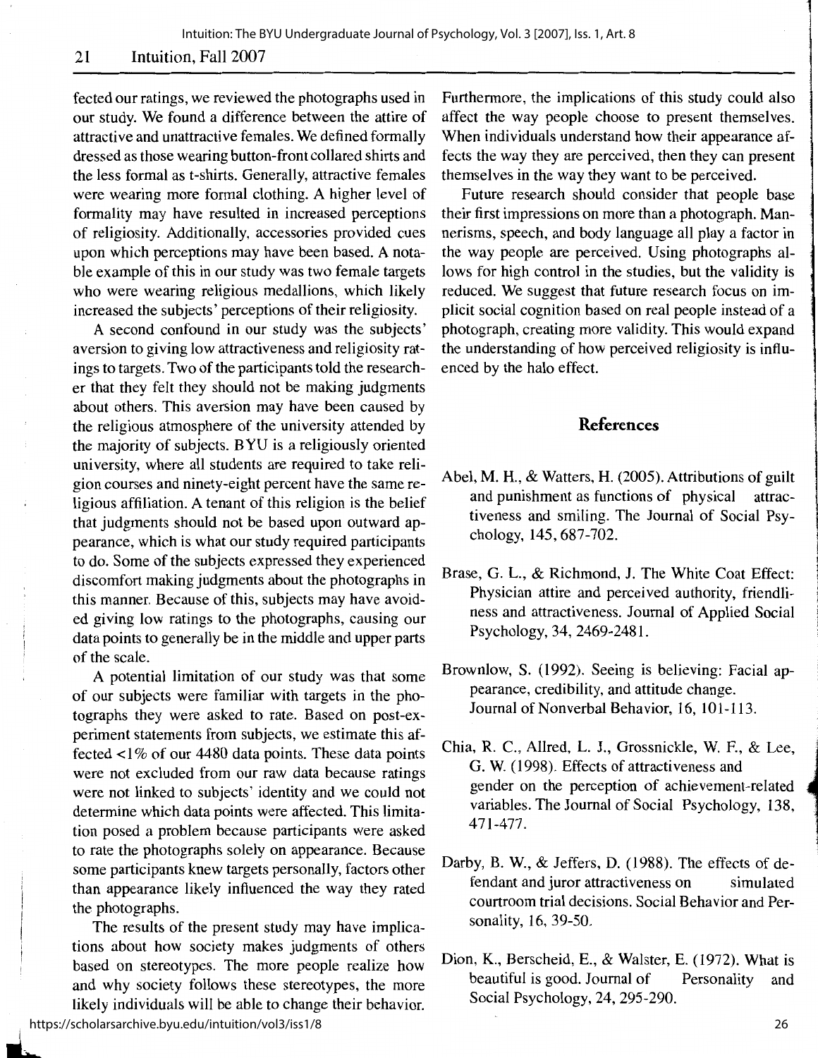fected our ratings, we reviewed the photographs used in our study. We found a difference between the attire of attractive and unattractive females. We defined formally dressed as those wearing button-front collared shirts and the less formal as t-shirts. Generally, attractive females were wearing more formal clothing. A higher level of formality may have resulted in increased perceptions of religiosity. Additionally, accessories provided cues upon which perceptions may have been based. A notable example of this in our study was two female targets who were wearing religious medallions, which likely increased the subjects' perceptions of their religiosity.

A second confound in our study was the subjects' aversion to giving low attractiveness and religiosity ratings to targets. Two of the participants told the researcher that they felt they should not be making judgments about others. This aversion may have been caused by the religious atmosphere of the university attended by the majority of subjects. BYU is a religiously oriented university, where all students are required to take religion courses and ninety-eight percent have the same religious affiliation. A tenant of this religion is the belief that judgments should not be based upon outward appearance, which is what our study required participants to do. Some of the subjects expressed they experienced discomfort making judgments about the photographs in this manner. Because of this, subjects may have avoided giving low ratings to the photographs, causing our data points to generally be in the middle and upper parts of the scale.

A potential limitation of our study was that some of our subjects were familiar with targets in the photographs they were asked to rate. Based on post-experiment statements from subjects, we estimate this affected <1% of our 4480 data points. These data points were not excluded from our raw data because ratings were not linked to subjects' identity and we could not determine which data points were affected. This limitation posed a problem because participants were asked to rate the photographs solely on appearance. Because some participants knew targets personally, factors other than appearance likely influenced the way they rated the photographs.

The results of the present study may have implications about how society makes judgments of others based on stereotypes. The more people realize how and why society follows these stereotypes, the more likely individuals will be able to change their behavior. Furthermore, the implications of this study could also affect the way people choose to present themselves. When individuals understand how their appearance affects the way they are perceived, then they can present themselves in the way they want to be perceived.

Future research should consider that people base their first impressions on more than a photograph. Mannerisms, speech, and body language all play a factor in the way people are perceived. Using photographs allows for high control in the studies, but the validity is reduced. We suggest that future research focus on implicit social cognition based on real people instead of a photograph, creating more validity. This would expand the understanding of how perceived religiosity is influenced by the halo effect.

## References

Abel, M. H., & Watters, H. (2005). Attributions of guilt and punishment as functions of physical attractiveness and smiling. The Journal of Social Psychology, 145, 687-702.

Brase, G. L., & Richmond, J. The White Coat Effect: Physician attire and perceived authority, friendliness and attractiveness. Journal of Applied Social Psychology, 34, 2469-2481.

Brownlow, S. (1992). Seeing is believing: Facial appearance, credibility, and attitude change. Journal of Nonverbal Behavior, 16, 101-113.

Chia, R. C., Allred, L. J., Grossnickle, W. F., & Lee, G. W. (1998). Effects of attractiveness and gender on the perception of achievement-related variables. The Journal of Social Psychology, 138, 471-477.

Darby, B. W., & Jeffers, D. (1988). The effects of defendant and juror attractiveness on simulated courtroom trial decisions. Social Behavior and Personality, 16, 39-50.

Dion, K., Berscheid, E., & Walster, E. (1972). What is beautiful is good. Journal of Personality and Social Psychology, 24, 295-290.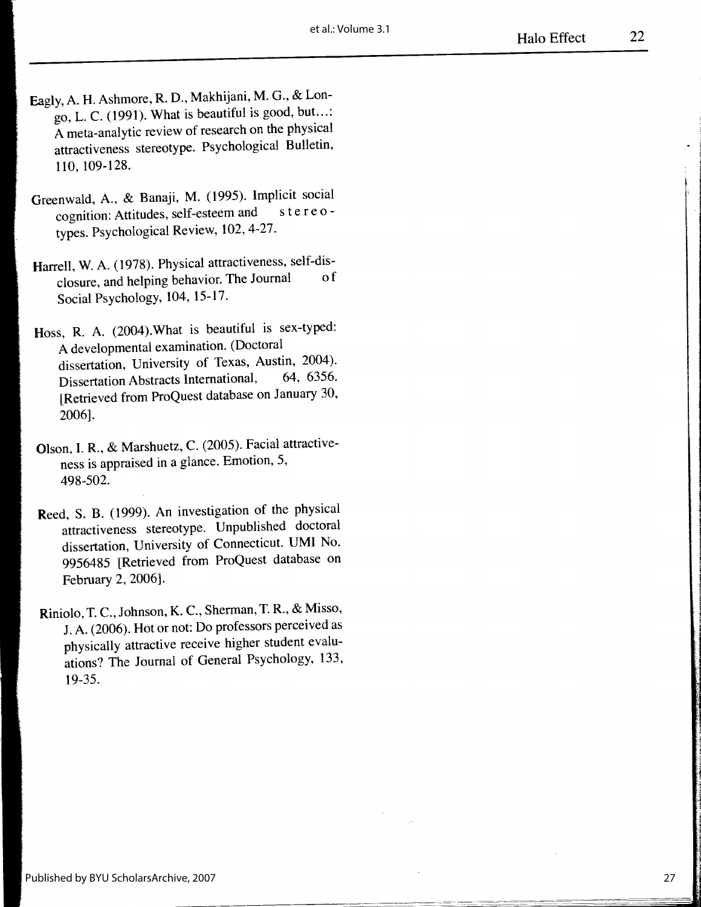Eagly, A. H. Ashmore, R. D., Makhijani, M. G., & Longo, L. C. (1991). What is beautiful is good, but…: A meta-analytic review of research on the physical attractiveness stereotype. Psychological Bulletin, 110, 109-128.

Greenwald, A., & Banaji, M. (1995). Implicit social cognition: Attitudes, self-esteem and stereotypes. Psychological Review, 102, 4-27.

Harrell, W. A. (1978). Physical attractiveness, self-disclosure, and helping behavior. The Journal of Social Psychology, 104, 15-17.

Hoss, R. A. (2004).What is beautiful is sex-typed: A developmental examination. (Doctoral dissertation, University of Texas, Austin, 2004). Dissertation Abstracts International, 64, 6356. [Retrieved from ProQuest database on January 30, 2006].

Olson, I. R., & Marshuetz, C. (2005). Facial attractiveness is appraised in a glance. Emotion, 5, 498-502.

Reed, S. B. (1999). An investigation of the physical attractiveness stereotype. Unpublished doctoral dissertation, University of Connecticut. UMI No. 9956485 [Retrieved from ProQuest database on February 2, 2006].

Riniolo, T. C., Johnson, K. C., Sherman, T. R., & Misso, J. A. (2006). Hot or not: Do professors perceived as physically attractive receive higher student evaluations? The Journal of General Psychology, 133, 19-35.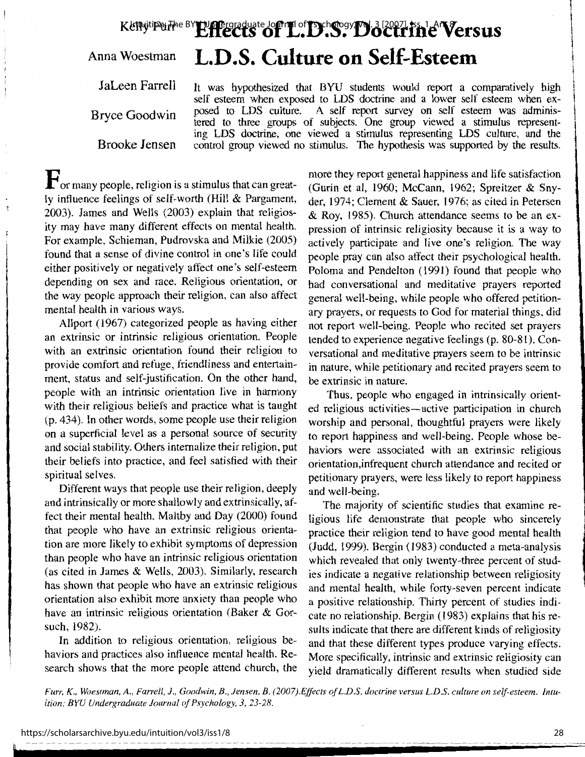# Effects of L.D.S. Doctrine Versus L.D.S. Culture on Self-Esteem

Kelly Furr

Anna Woestman

JaLeen Farrell

Bryce Goodwin

Brooke Jensen

It was hypothesized that BYU students would report a comparatively high self esteem when exposed to LDS doctrine and a lower self esteem when exposed to LDS culture. A self report survey on self esteem was administered to three groups of subjects. One group viewed a stimulus representing LDS doctrine, one viewed a stimulus representing LDS culture, and the control group viewed no stimulus. The hypothesis was supported by the results.

For many people, religion is a stimulus that can greatly influence feelings of self-worth (Hill & Pargament, 2003). James and Wells (2003) explain that religiosity may have many different effects on mental health. For example, Schieman, Pudrovska and Milkie (2005) found that a sense of divine control in one's life could either positively or negatively affect one's self-esteem depending on sex and race. Religious orientation, or the way people approach their religion, can also affect mental health in various ways.

Allport (1967) categorized people as having either an extrinsic or intrinsic religious orientation. People with an extrinsic orientation found their religion to provide comfort and refuge, friendliness and entertainment, status and self-justification. On the other hand, people with an intrinsic orientation live in harmony with their religious beliefs and practice what is taught (p. 434). In other words, some people use their religion on a superficial level as a personal source of security and social stability. Others internalize their religion, put their beliefs into practice, and feel satisfied with their spiritual selves.

Different ways that people use their religion, deeply and intrinsically or more shallowly and extrinsically, affect their mental health. Maltby and Day (2000) found that people who have an extrinsic religious orientation are more likely to exhibit symptoms of depression than people who have an intrinsic religious orientation (as cited in James & Wells, 2003). Similarly, research has shown that people who have an extrinsic religious orientation also exhibit more anxiety than people who have an intrinsic religious orientation (Baker & Gorsuch, 1982).

In addition to religious orientation, religious behaviors and practices also influence mental health. Research shows that the more people attend church, the more they report general happiness and life satisfaction (Gurin et al, 1960; McCann, 1962; Spreitzer & Snyder, 1974; Clement & Sauer, 1976; as cited in Petersen & Roy, 1985). Church attendance seems to be an expression of intrinsic religiosity because it is a way to actively participate and live one's religion. The way people pray can also affect their psychological health. Poloma and Pendelton (1991) found that people who had conversational and meditative prayers reported general well-being, while people who offered petitionary prayers, or requests to God for material things, did not report well-being. People who recited set prayers tended to experience negative feelings (p. 80-81). Conversational and meditative prayers seem to be intrinsic in nature, while petitionary and recited prayers seem to be extrinsic in nature.

Thus, people who engaged in intrinsically oriented religious activities—active participation in church worship and personal, thoughtful prayers were likely to report happiness and well-being. People whose behaviors were associated with an extrinsic religious orientation,infrequent church attendance and recited or petitionary prayers, were less likely to report happiness and well-being.

The majority of scientific studies that examine religious life demonstrate that people who sincerely practice their religion tend to have good mental health (Judd, 1999). Bergin (1983) conducted a meta-analysis which revealed that only twenty-three percent of studies indicate a negative relationship between religiosity and mental health, while forty-seven percent indicate a positive relationship. Thirty percent of studies indicate no relationship. Bergin (1983) explains that his results indicate that there are different kinds of religiosity and that these different types produce varying effects. More specifically, intrinsic and extrinsic religiosity can yield dramatically different results when studied side

*Furr, K., Woestman, A., Farrell, J., Goodwin, B., Jensen, B. (2007).Effects of L.D.S. doctrine versus L.D.S. culture on self-esteem. Intuition: BYU Undergraduate Journal of Psychology, 3, 23-28.*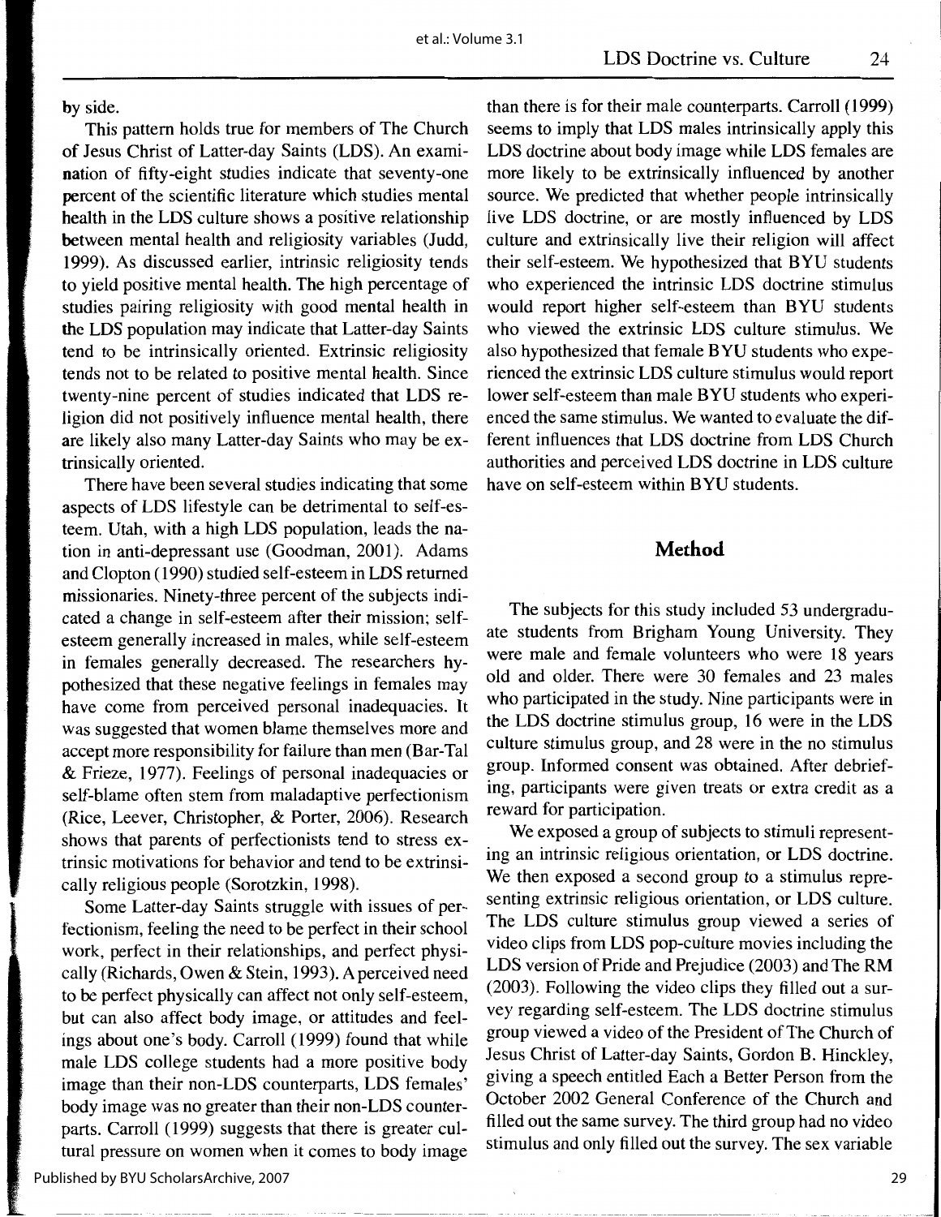by side.

This pattern holds true for members of The Church of Jesus Christ of Latter-day Saints (LDS). An examination of fifty-eight studies indicate that seventy-one percent of the scientific literature which studies mental health in the LDS culture shows a positive relationship between mental health and religiosity variables (Judd, 1999). As discussed earlier, intrinsic religiosity tends to yield positive mental health. The high percentage of studies pairing religiosity with good mental health in the LDS population may indicate that Latter-day Saints tend to be intrinsically oriented. Extrinsic religiosity tends not to be related to positive mental health. Since twenty-nine percent of studies indicated that LDS religion did not positively influence mental health, there are likely also many Latter-day Saints who may be extrinsically oriented.

There have been several studies indicating that some aspects of LDS lifestyle can be detrimental to self-esteem. Utah, with a high LDS population, leads the nation in anti-depressant use (Goodman, 2001). Adams and Clopton (1990) studied self-esteem in LDS returned missionaries. Ninety-three percent of the subjects indicated a change in self-esteem after their mission; self-esteem generally increased in males, while self-esteem in females generally decreased. The researchers hypothesized that these negative feelings in females may have come from perceived personal inadequacies. It was suggested that women blame themselves more and accept more responsibility for failure than men (Bar-Tal & Frieze, 1977). Feelings of personal inadequacies or self-blame often stem from maladaptive perfectionism (Rice, Leever, Christopher, & Porter, 2006). Research shows that parents of perfectionists tend to stress extrinsic motivations for behavior and tend to be extrinsically religious people (Sorotzkin, 1998).

Some Latter-day Saints struggle with issues of perfectionism, feeling the need to be perfect in their school work, perfect in their relationships, and perfect physically (Richards, Owen & Stein, 1993). A perceived need to be perfect physically can affect not only self-esteem, but can also affect body image, or attitudes and feelings about one's body. Carroll (1999) found that while male LDS college students had a more positive body image than their non-LDS counterparts, LDS females' body image was no greater than their non-LDS counterparts. Carroll (1999) suggests that there is greater cultural pressure on women when it comes to body image than there is for their male counterparts. Carroll (1999) seems to imply that LDS males intrinsically apply this LDS doctrine about body image while LDS females are more likely to be extrinsically influenced by another source. We predicted that whether people intrinsically live LDS doctrine, or are mostly influenced by LDS culture and extrinsically live their religion will affect their self-esteem. We hypothesized that BYU students who experienced the intrinsic LDS doctrine stimulus would report higher self-esteem than BYU students who viewed the extrinsic LDS culture stimulus. We also hypothesized that female BYU students who experienced the extrinsic LDS culture stimulus would report lower self-esteem than male BYU students who experienced the same stimulus. We wanted to evaluate the different influences that LDS doctrine from LDS Church authorities and perceived LDS doctrine in LDS culture have on self-esteem within BYU students.

## Method

The subjects for this study included 53 undergraduate students from Brigham Young University. They were male and female volunteers who were 18 years old and older. There were 30 females and 23 males who participated in the study. Nine participants were in the LDS doctrine stimulus group, 16 were in the LDS culture stimulus group, and 28 were in the no stimulus group. Informed consent was obtained. After debriefing, participants were given treats or extra credit as a reward for participation.

We exposed a group of subjects to stimuli representing an intrinsic religious orientation, or LDS doctrine. We then exposed a second group to a stimulus representing extrinsic religious orientation, or LDS culture. The LDS culture stimulus group viewed a series of video clips from LDS pop-culture movies including the LDS version of Pride and Prejudice (2003) and The RM (2003). Following the video clips they filled out a survey regarding self-esteem. The LDS doctrine stimulus group viewed a video of the President of The Church of Jesus Christ of Latter-day Saints, Gordon B. Hinckley, giving a speech entitled Each a Better Person from the October 2002 General Conference of the Church and filled out the same survey. The third group had no video stimulus and only filled out the survey. The sex variable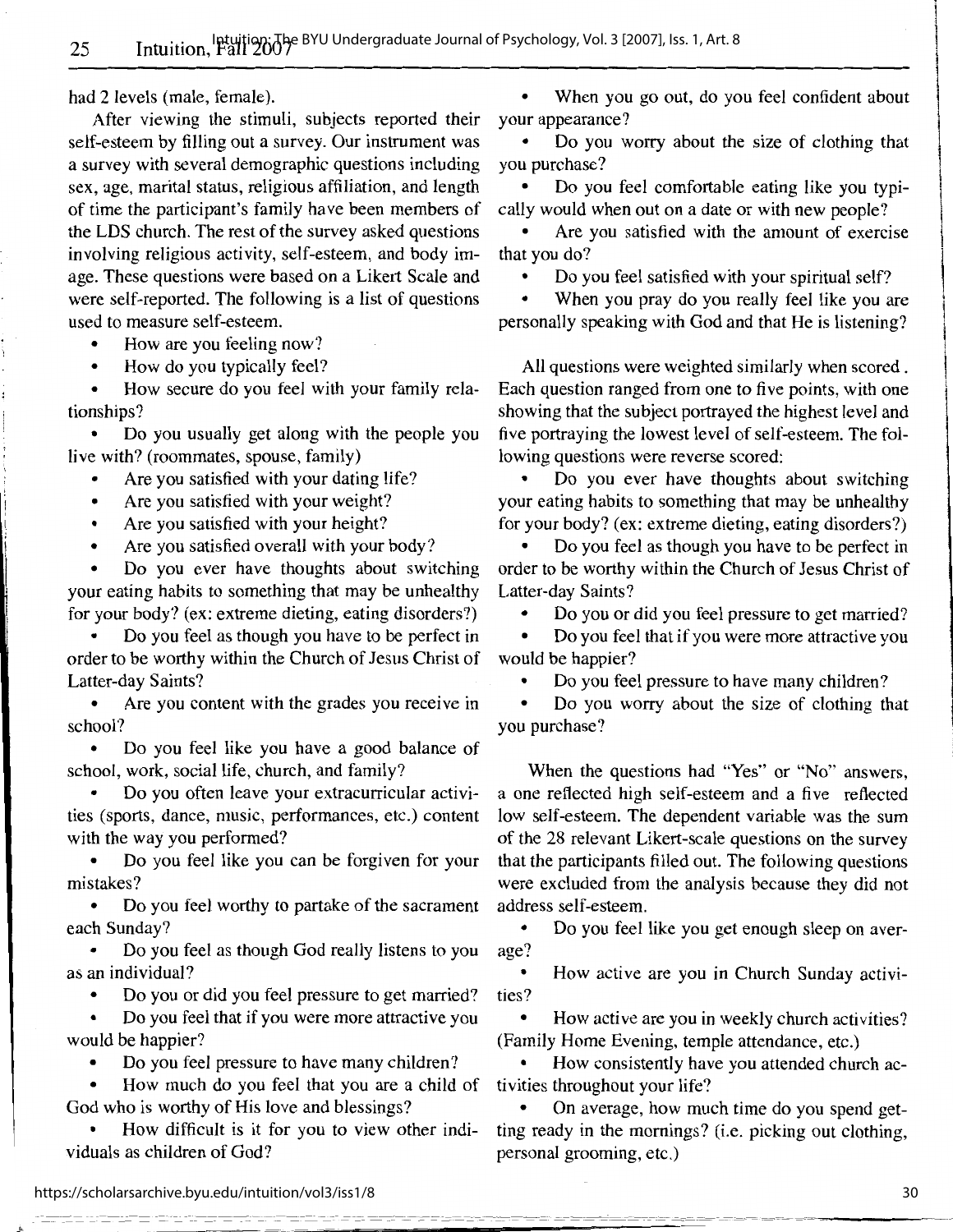had 2 levels (male, female).

After viewing the stimuli, subjects reported their self-esteem by filling out a survey. Our instrument was a survey with several demographic questions including sex, age, marital status, religious affiliation, and length of time the participant's family have been members of the LDS church. The rest of the survey asked questions involving religious activity, self-esteem, and body image. These questions were based on a Likert Scale and were self-reported. The following is a list of questions used to measure self-esteem.

- How are you feeling now?
- How do you typically feel?
- How secure do you feel with your family relationships?
- Do you usually get along with the people you live with? (roommates, spouse, family)
- Are you satisfied with your dating life?
- Are you satisfied with your weight?
- Are you satisfied with your height?
- Are you satisfied overall with your body?
- Do you ever have thoughts about switching your eating habits to something that may be unhealthy for your body? (ex: extreme dieting, eating disorders?)
- Do you feel as though you have to be perfect in order to be worthy within the Church of Jesus Christ of Latter-day Saints?
- Are you content with the grades you receive in school?
- Do you feel like you have a good balance of school, work, social life, church, and family?
- Do you often leave your extracurricular activities (sports, dance, music, performances, etc.) content with the way you performed?
- Do you feel like you can be forgiven for your mistakes?
- Do you feel worthy to partake of the sacrament each Sunday?
- Do you feel as though God really listens to you as an individual?
- Do you or did you feel pressure to get married?
- Do you feel that if you were more attractive you would be happier?
- Do you feel pressure to have many children?
- How much do you feel that you are a child of God who is worthy of His love and blessings?
- How difficult is it for you to view other individuals as children of God?
- When you go out, do you feel confident about your appearance?
- Do you worry about the size of clothing that you purchase?
- Do you feel comfortable eating like you typically would when out on a date or with new people?
- Are you satisfied with the amount of exercise that you do?
- Do you feel satisfied with your spiritual self?
- When you pray do you really feel like you are personally speaking with God and that He is listening?

All questions were weighted similarly when scored. Each question ranged from one to five points, with one showing that the subject portrayed the highest level and five portraying the lowest level of self-esteem. The following questions were reverse scored:

- Do you ever have thoughts about switching your eating habits to something that may be unhealthy for your body? (ex: extreme dieting, eating disorders?)
- Do you feel as though you have to be perfect in order to be worthy within the Church of Jesus Christ of Latter-day Saints?
- Do you or did you feel pressure to get married?
- Do you feel that if you were more attractive you would be happier?
- Do you feel pressure to have many children?
- Do you worry about the size of clothing that you purchase?

When the questions had "Yes" or "No" answers, a one reflected high self-esteem and a five reflected low self-esteem. The dependent variable was the sum of the 28 relevant Likert-scale questions on the survey that the participants filled out. The following questions were excluded from the analysis because they did not address self-esteem.

- Do you feel like you get enough sleep on average?
- How active are you in Church Sunday activities?
- How active are you in weekly church activities? (Family Home Evening, temple attendance, etc.)
- How consistently have you attended church activities throughout your life?
- On average, how much time do you spend getting ready in the mornings? (i.e. picking out clothing, personal grooming, etc.)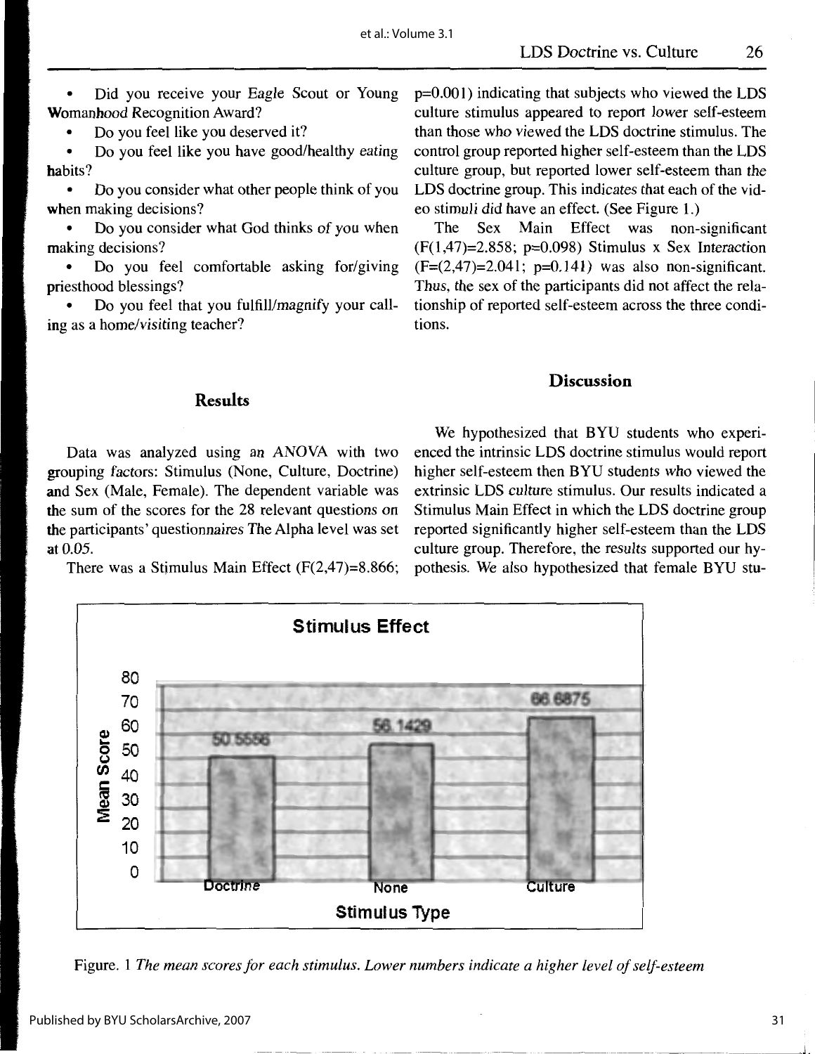- Did you receive your Eagle Scout or Young Womanhood Recognition Award?
- Do you feel like you deserved it?
- Do you feel like you have good/healthy eating habits?
- Do you consider what other people think of you when making decisions?
- Do you consider what God thinks of you when making decisions?
- Do you feel comfortable asking for/giving priesthood blessings?
- Do you feel that you fulfill/magnify your calling as a home/visiting teacher?

## Results

Data was analyzed using an ANOVA with two grouping factors: Stimulus (None, Culture, Doctrine) and Sex (Male, Female). The dependent variable was the sum of the scores for the 28 relevant questions on the participants' questionnaires The Alpha level was set at 0.05.

There was a Stimulus Main Effect ($F(2,47)=8.866$; $p=0.001$) indicating that subjects who viewed the LDS culture stimulus appeared to report lower self-esteem than those who viewed the LDS doctrine stimulus. The control group reported higher self-esteem than the LDS culture group, but reported lower self-esteem than the LDS doctrine group. This indicates that each of the video stimuli did have an effect. (See Figure 1.)

The Sex Main Effect was non-significant ($F(1,47)=2.858$; $p=0.098$) Stimulus x Sex Interaction ($F=(2,47)=2.041$; $p=0.141$) was also non-significant. Thus, the sex of the participants did not affect the relationship of reported self-esteem across the three conditions.

## Discussion

We hypothesized that BYU students who experienced the intrinsic LDS doctrine stimulus would report higher self-esteem then BYU students who viewed the extrinsic LDS culture stimulus. Our results indicated a Stimulus Main Effect in which the LDS doctrine group reported significantly higher self-esteem than the LDS culture group. Therefore, the results supported our hypothesis. We also hypothesized that female BYU stu-

**Stimulus Effect**

| Stimulus Type | Mean Score |
|---|---|
| Doctrine | 50.5556 |
| None | 56.1429 |
| Culture | 66.6875 |

Figure. 1 *The mean scores for each stimulus. Lower numbers indicate a higher level of self-esteem*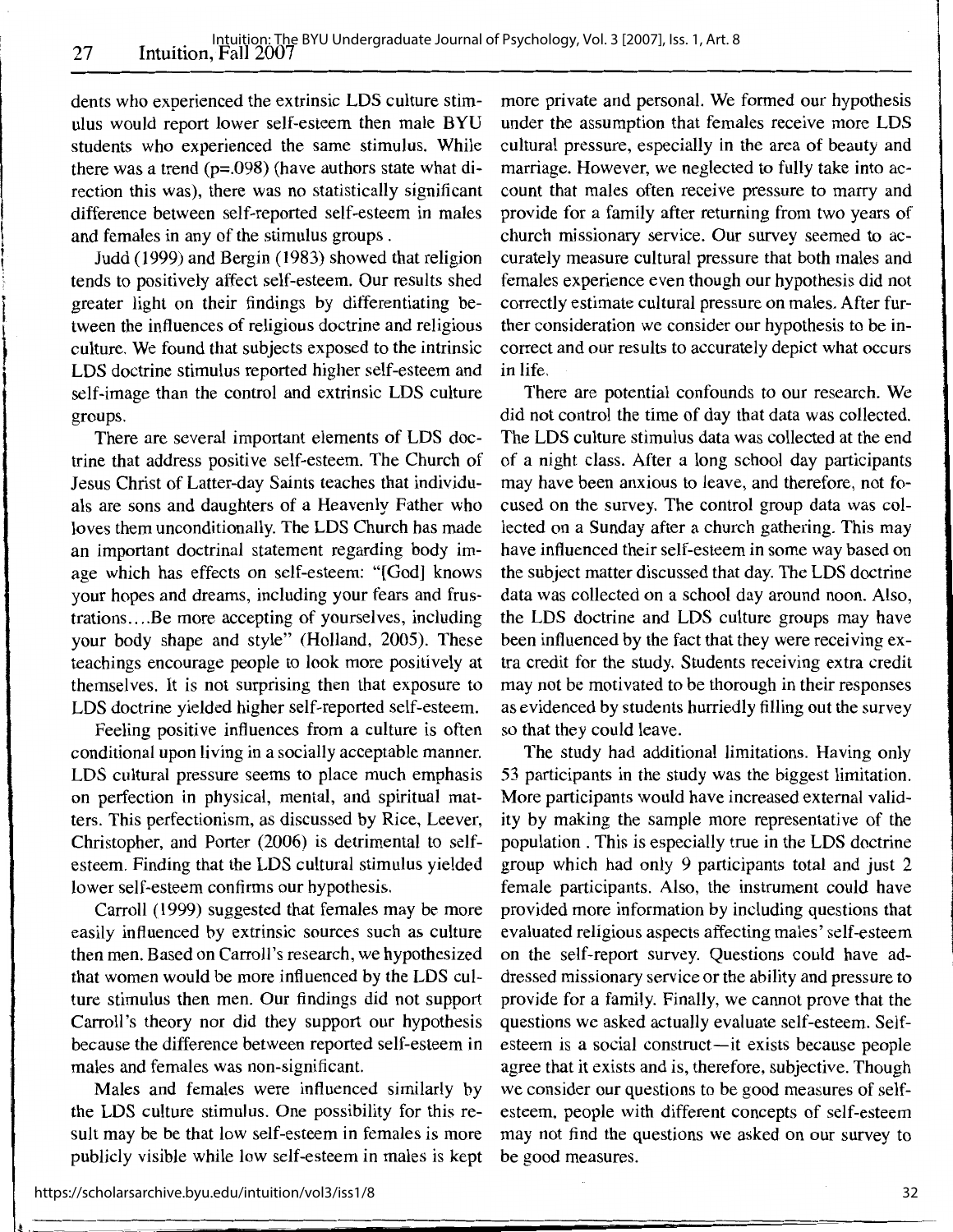dents who experienced the extrinsic LDS culture stimulus would report lower self-esteem then male BYU students who experienced the same stimulus. While there was a trend (p=.098) (have authors state what direction this was), there was no statistically significant difference between self-reported self-esteem in males and females in any of the stimulus groups .

Judd (1999) and Bergin (1983) showed that religion tends to positively affect self-esteem. Our results shed greater light on their findings by differentiating between the influences of religious doctrine and religious culture. We found that subjects exposed to the intrinsic LDS doctrine stimulus reported higher self-esteem and self-image than the control and extrinsic LDS culture groups.

There are several important elements of LDS doctrine that address positive self-esteem. The Church of Jesus Christ of Latter-day Saints teaches that individuals are sons and daughters of a Heavenly Father who loves them unconditionally. The LDS Church has made an important doctrinal statement regarding body image which has effects on self-esteem: "[God] knows your hopes and dreams, including your fears and frustrations....Be more accepting of yourselves, including your body shape and style" (Holland, 2005). These teachings encourage people to look more positively at themselves. It is not surprising then that exposure to LDS doctrine yielded higher self-reported self-esteem.

Feeling positive influences from a culture is often conditional upon living in a socially acceptable manner. LDS cultural pressure seems to place much emphasis on perfection in physical, mental, and spiritual matters. This perfectionism, as discussed by Rice, Leever, Christopher, and Porter (2006) is detrimental to self-esteem. Finding that the LDS cultural stimulus yielded lower self-esteem confirms our hypothesis.

Carroll (1999) suggested that females may be more easily influenced by extrinsic sources such as culture then men. Based on Carroll's research, we hypothesized that women would be more influenced by the LDS culture stimulus then men. Our findings did not support Carroll's theory nor did they support our hypothesis because the difference between reported self-esteem in males and females was non-significant.

Males and females were influenced similarly by the LDS culture stimulus. One possibility for this result may be be that low self-esteem in females is more publicly visible while low self-esteem in males is kept more private and personal. We formed our hypothesis under the assumption that females receive more LDS cultural pressure, especially in the area of beauty and marriage. However, we neglected to fully take into account that males often receive pressure to marry and provide for a family after returning from two years of church missionary service. Our survey seemed to accurately measure cultural pressure that both males and females experience even though our hypothesis did not correctly estimate cultural pressure on males. After further consideration we consider our hypothesis to be incorrect and our results to accurately depict what occurs in life.

There are potential confounds to our research. We did not control the time of day that data was collected. The LDS culture stimulus data was collected at the end of a night class. After a long school day participants may have been anxious to leave, and therefore, not focused on the survey. The control group data was collected on a Sunday after a church gathering. This may have influenced their self-esteem in some way based on the subject matter discussed that day. The LDS doctrine data was collected on a school day around noon. Also, the LDS doctrine and LDS culture groups may have been influenced by the fact that they were receiving extra credit for the study. Students receiving extra credit may not be motivated to be thorough in their responses as evidenced by students hurriedly filling out the survey so that they could leave.

The study had additional limitations. Having only 53 participants in the study was the biggest limitation. More participants would have increased external validity by making the sample more representative of the population . This is especially true in the LDS doctrine group which had only 9 participants total and just 2 female participants. Also, the instrument could have provided more information by including questions that evaluated religious aspects affecting males' self-esteem on the self-report survey. Questions could have addressed missionary service or the ability and pressure to provide for a family. Finally, we cannot prove that the questions we asked actually evaluate self-esteem. Self-esteem is a social construct—it exists because people agree that it exists and is, therefore, subjective. Though we consider our questions to be good measures of self-esteem, people with different concepts of self-esteem may not find the questions we asked on our survey to be good measures.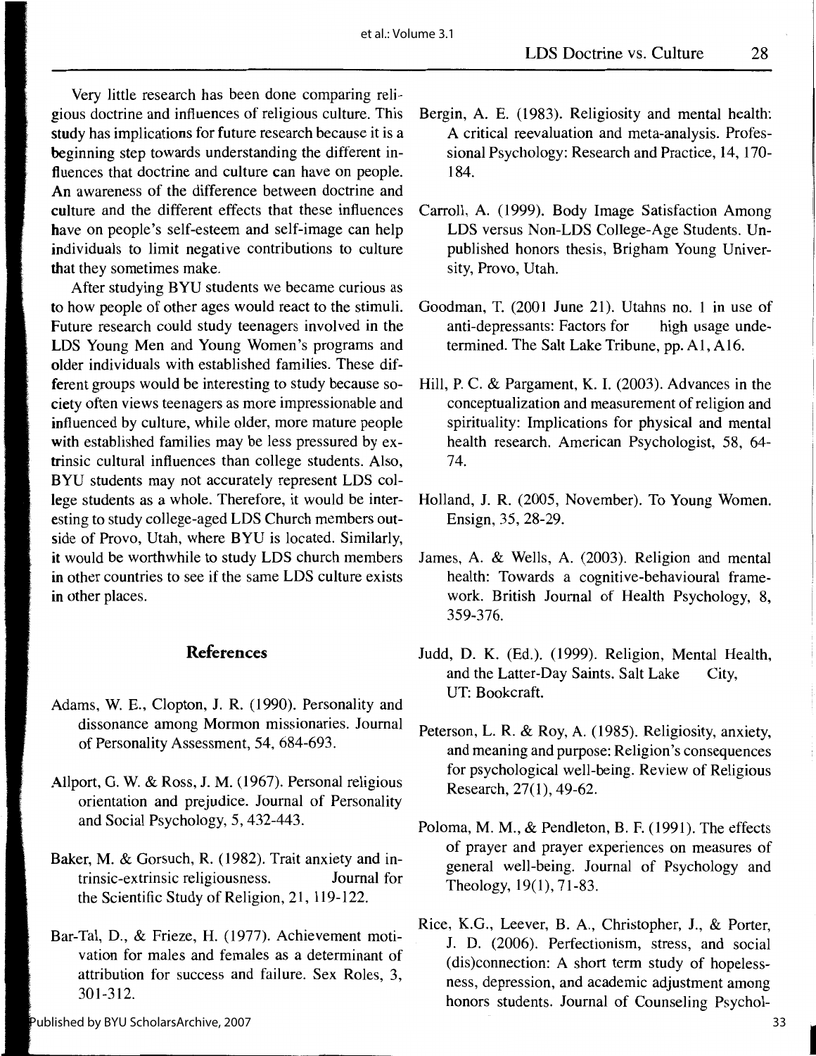Very little research has been done comparing religious doctrine and influences of religious culture. This study has implications for future research because it is a beginning step towards understanding the different influences that doctrine and culture can have on people. An awareness of the difference between doctrine and culture and the different effects that these influences have on people's self-esteem and self-image can help individuals to limit negative contributions to culture that they sometimes make.

After studying BYU students we became curious as to how people of other ages would react to the stimuli. Future research could study teenagers involved in the LDS Young Men and Young Women's programs and older individuals with established families. These different groups would be interesting to study because society often views teenagers as more impressionable and influenced by culture, while older, more mature people with established families may be less pressured by extrinsic cultural influences than college students. Also, BYU students may not accurately represent LDS college students as a whole. Therefore, it would be interesting to study college-aged LDS Church members outside of Provo, Utah, where BYU is located. Similarly, it would be worthwhile to study LDS church members in other countries to see if the same LDS culture exists in other places.

## References

Adams, W. E., Clopton, J. R. (1990). Personality and dissonance among Mormon missionaries. Journal of Personality Assessment, 54, 684-693.

Allport, G. W. & Ross, J. M. (1967). Personal religious orientation and prejudice. Journal of Personality and Social Psychology, 5, 432-443.

Baker, M. & Gorsuch, R. (1982). Trait anxiety and intrinsic-extrinsic religiousness. Journal for the Scientific Study of Religion, 21, 119-122.

Bar-Tal, D., & Frieze, H. (1977). Achievement motivation for males and females as a determinant of attribution for success and failure. Sex Roles, 3, 301-312.

Bergin, A. E. (1983). Religiosity and mental health: A critical reevaluation and meta-analysis. Professional Psychology: Research and Practice, 14, 170-184.

Carroll, A. (1999). Body Image Satisfaction Among LDS versus Non-LDS College-Age Students. Unpublished honors thesis, Brigham Young University, Provo, Utah.

Goodman, T. (2001 June 21). Utahns no. 1 in use of anti-depressants: Factors for high usage undetermined. The Salt Lake Tribune, pp. A1, A16.

Hill, P. C. & Pargament, K. I. (2003). Advances in the conceptualization and measurement of religion and spirituality: Implications for physical and mental health research. American Psychologist, 58, 64-74.

Holland, J. R. (2005, November). To Young Women. Ensign, 35, 28-29.

James, A. & Wells, A. (2003). Religion and mental health: Towards a cognitive-behavioural framework. British Journal of Health Psychology, 8, 359-376.

Judd, D. K. (Ed.). (1999). Religion, Mental Health, and the Latter-Day Saints. Salt Lake City, UT: Bookcraft.

Peterson, L. R. & Roy, A. (1985). Religiosity, anxiety, and meaning and purpose: Religion's consequences for psychological well-being. Review of Religious Research, 27(1), 49-62.

Poloma, M. M., & Pendleton, B. F. (1991). The effects of prayer and prayer experiences on measures of general well-being. Journal of Psychology and Theology, 19(1), 71-83.

Rice, K.G., Leever, B. A., Christopher, J., & Porter, J. D. (2006). Perfectionism, stress, and social (dis)connection: A short term study of hopelessness, depression, and academic adjustment among honors students. Journal of Counseling Psychol-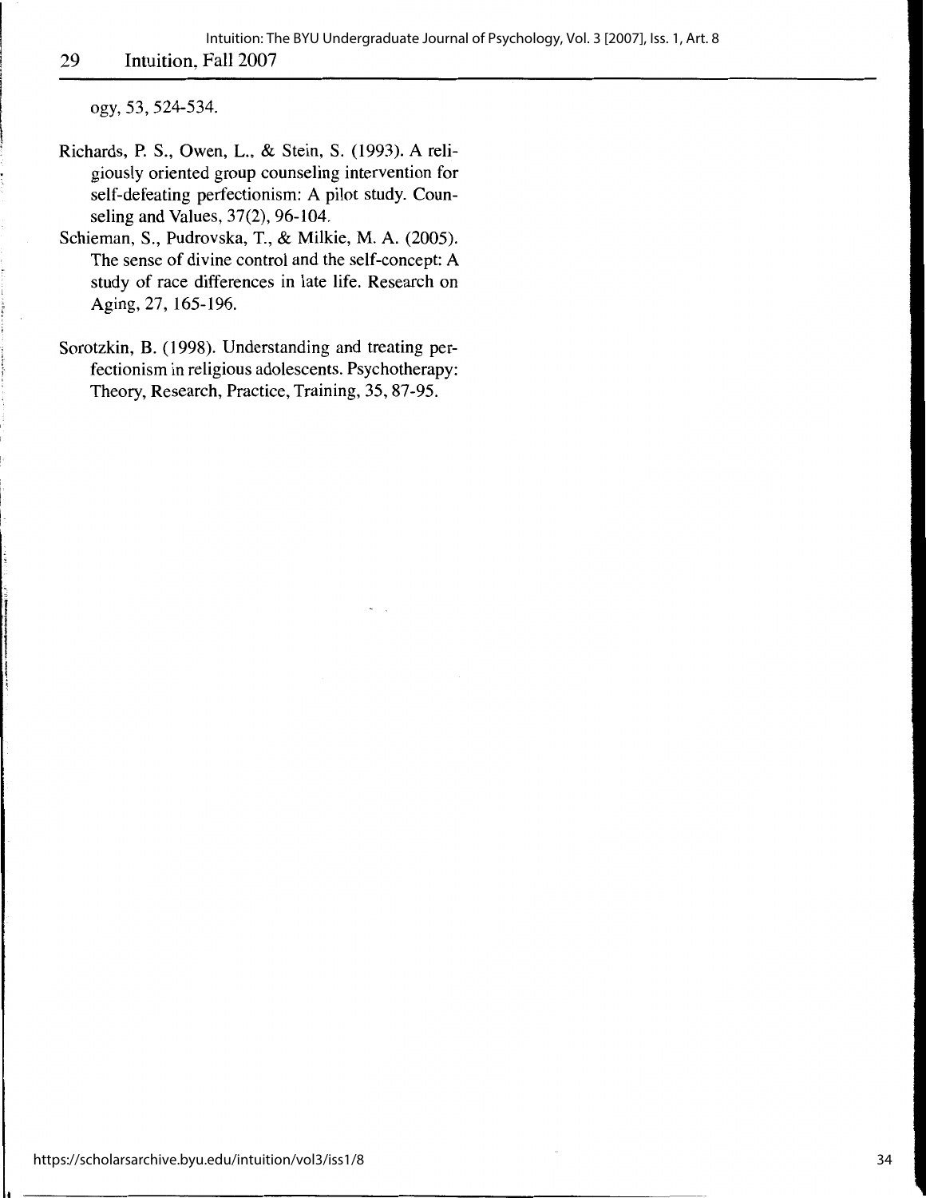ogy, 53, 524-534.

Richards, P. S., Owen, L., & Stein, S. (1993). A religiously oriented group counseling intervention for self-defeating perfectionism: A pilot study. Counseling and Values, 37(2), 96-104.

Schieman, S., Pudrovska, T., & Milkie, M. A. (2005). The sense of divine control and the self-concept: A study of race differences in late life. Research on Aging, 27, 165-196.

Sorotzkin, B. (1998). Understanding and treating perfectionism in religious adolescents. Psychotherapy: Theory, Research, Practice, Training, 35, 87-95.